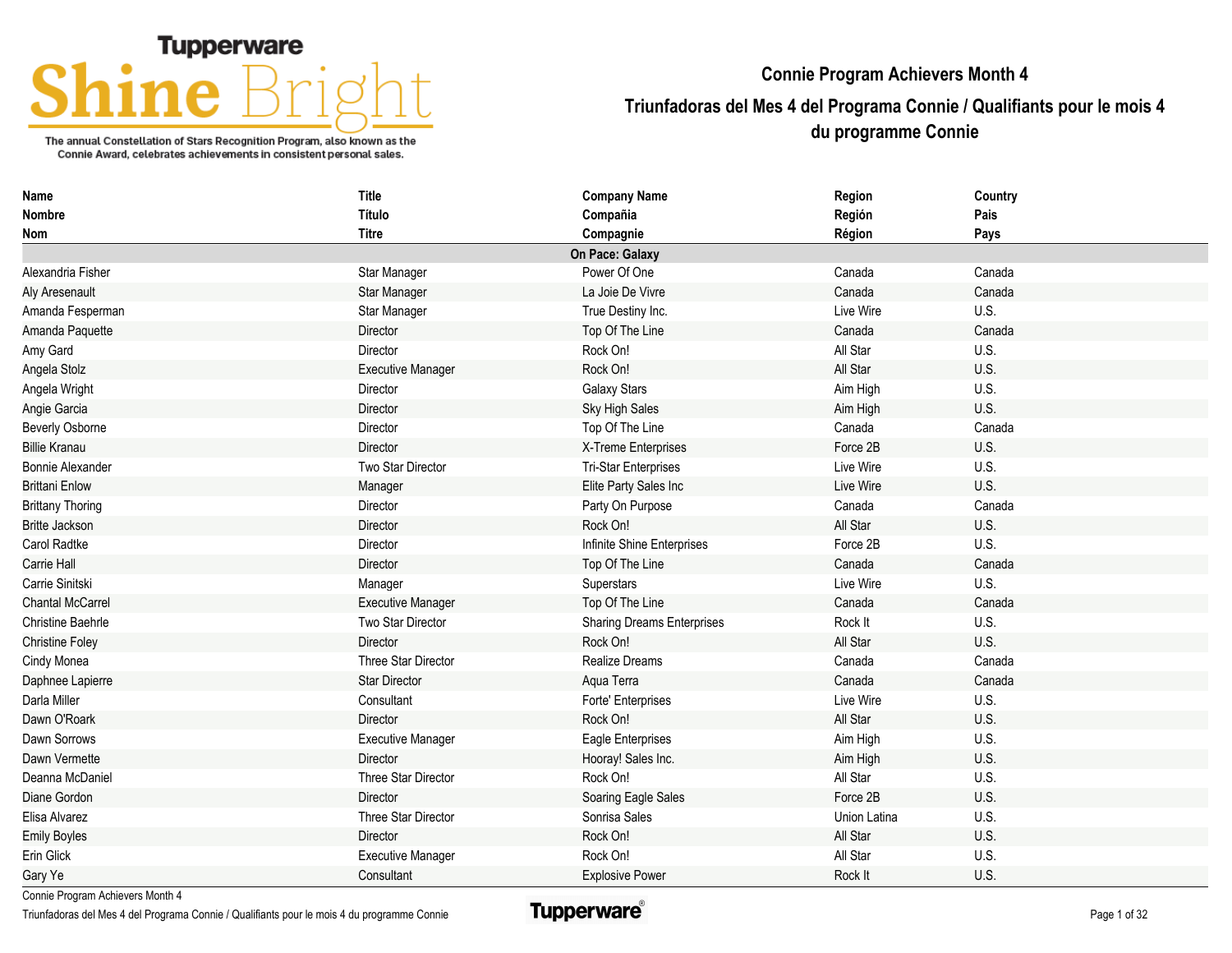# Tupperware Shine Bright

The annual Constellation of Stars Recognition Program, also known as the Connie Award, celebrates achievements in consistent personal sales.

## Connie Program Achievers Month 4

## Triunfadoras del Mes 4 del Programa Connie / Qualifiants pour le mois 4 du programme Connie

| Name<br>Nombre<br>Nom | Title<br>Título<br>Titre | Company Name<br>Compañia<br>Compagnie | Region<br>Región<br>Région | Country<br>Pais<br>Pays |
|---|---|---|---|---|
| **On Pace: Galaxy** | | | | |
| Alexandria Fisher | Star Manager | Power Of One | Canada | Canada |
| Aly Aresenault | Star Manager | La Joie De Vivre | Canada | Canada |
| Amanda Fesperman | Star Manager | True Destiny Inc. | Live Wire | U.S. |
| Amanda Paquette | Director | Top Of The Line | Canada | Canada |
| Amy Gard | Director | Rock On! | All Star | U.S. |
| Angela Stolz | Executive Manager | Rock On! | All Star | U.S. |
| Angela Wright | Director | Galaxy Stars | Aim High | U.S. |
| Angie Garcia | Director | Sky High Sales | Aim High | U.S. |
| Beverly Osborne | Director | Top Of The Line | Canada | Canada |
| Billie Kranau | Director | X-Treme Enterprises | Force 2B | U.S. |
| Bonnie Alexander | Two Star Director | Tri-Star Enterprises | Live Wire | U.S. |
| Brittani Enlow | Manager | Elite Party Sales Inc | Live Wire | U.S. |
| Brittany Thoring | Director | Party On Purpose | Canada | Canada |
| Britte Jackson | Director | Rock On! | All Star | U.S. |
| Carol Radtke | Director | Infinite Shine Enterprises | Force 2B | U.S. |
| Carrie Hall | Director | Top Of The Line | Canada | Canada |
| Carrie Sinitski | Manager | Superstars | Live Wire | U.S. |
| Chantal McCarrel | Executive Manager | Top Of The Line | Canada | Canada |
| Christine Baehrle | Two Star Director | Sharing Dreams Enterprises | Rock It | U.S. |
| Christine Foley | Director | Rock On! | All Star | U.S. |
| Cindy Monea | Three Star Director | Realize Dreams | Canada | Canada |
| Daphnee Lapierre | Star Director | Aqua Terra | Canada | Canada |
| Darla Miller | Consultant | Forte' Enterprises | Live Wire | U.S. |
| Dawn O'Roark | Director | Rock On! | All Star | U.S. |
| Dawn Sorrows | Executive Manager | Eagle Enterprises | Aim High | U.S. |
| Dawn Vermette | Director | Hooray! Sales Inc. | Aim High | U.S. |
| Deanna McDaniel | Three Star Director | Rock On! | All Star | U.S. |
| Diane Gordon | Director | Soaring Eagle Sales | Force 2B | U.S. |
| Elisa Alvarez | Three Star Director | Sonrisa Sales | Union Latina | U.S. |
| Emily Boyles | Director | Rock On! | All Star | U.S. |
| Erin Glick | Executive Manager | Rock On! | All Star | U.S. |
| Gary Ye | Consultant | Explosive Power | Rock It | U.S. |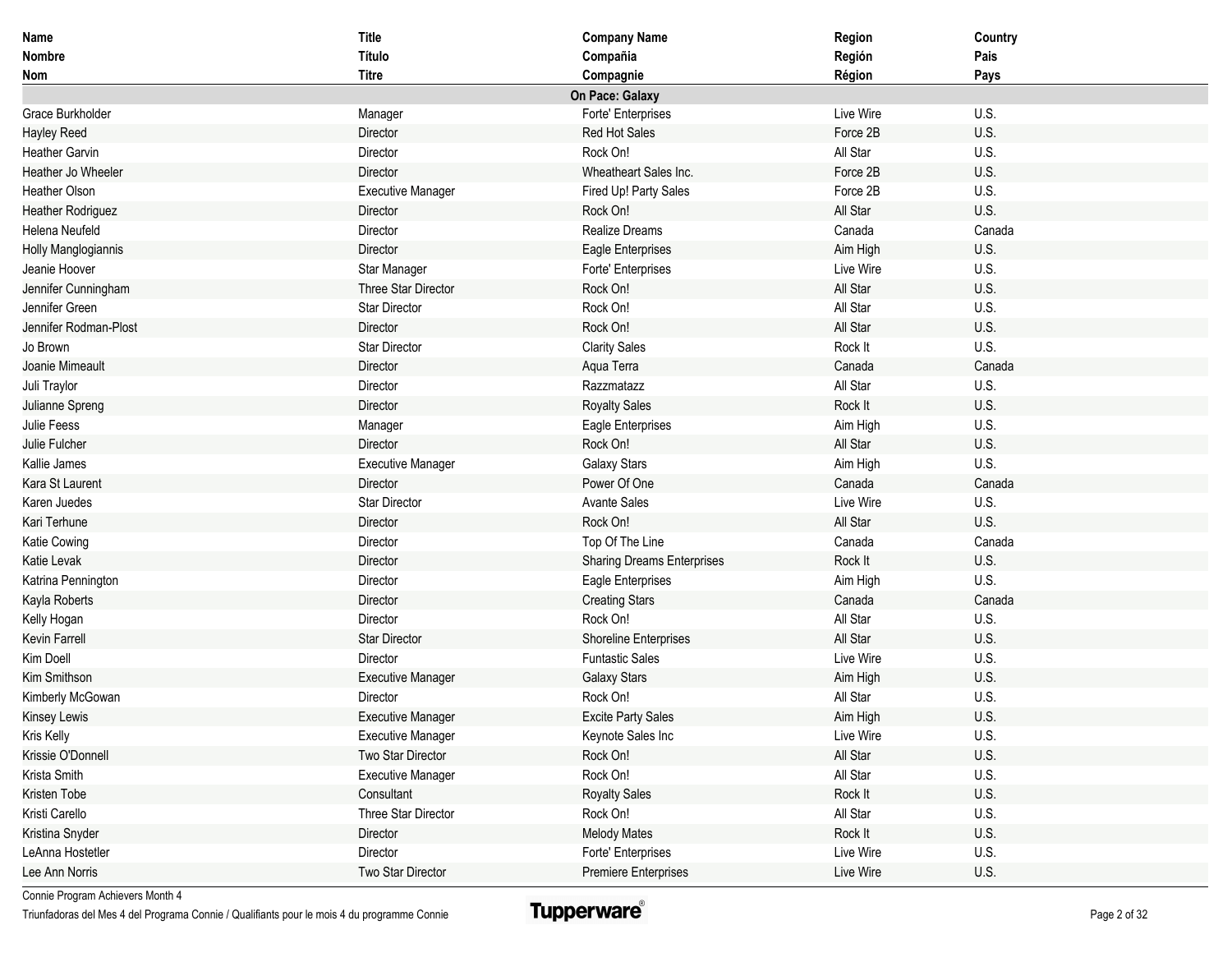| Name<br>Nombre<br>Nom | Title<br>Título<br>Titre | Company Name<br>Compañia<br>Compagnie | Region<br>Región<br>Région | Country<br>Pais<br>Pays |
|---|---|---|---|---|
| | | **On Pace: Galaxy** | | |
| Grace Burkholder | Manager | Forte' Enterprises | Live Wire | U.S. |
| Hayley Reed | Director | Red Hot Sales | Force 2B | U.S. |
| Heather Garvin | Director | Rock On! | All Star | U.S. |
| Heather Jo Wheeler | Director | Wheatheart Sales Inc. | Force 2B | U.S. |
| Heather Olson | Executive Manager | Fired Up! Party Sales | Force 2B | U.S. |
| Heather Rodriguez | Director | Rock On! | All Star | U.S. |
| Helena Neufeld | Director | Realize Dreams | Canada | Canada |
| Holly Manglogiannis | Director | Eagle Enterprises | Aim High | U.S. |
| Jeanie Hoover | Star Manager | Forte' Enterprises | Live Wire | U.S. |
| Jennifer Cunningham | Three Star Director | Rock On! | All Star | U.S. |
| Jennifer Green | Star Director | Rock On! | All Star | U.S. |
| Jennifer Rodman-Plost | Director | Rock On! | All Star | U.S. |
| Jo Brown | Star Director | Clarity Sales | Rock It | U.S. |
| Joanie Mimeault | Director | Aqua Terra | Canada | Canada |
| Juli Traylor | Director | Razzmatazz | All Star | U.S. |
| Julianne Spreng | Director | Royalty Sales | Rock It | U.S. |
| Julie Feess | Manager | Eagle Enterprises | Aim High | U.S. |
| Julie Fulcher | Director | Rock On! | All Star | U.S. |
| Kallie James | Executive Manager | Galaxy Stars | Aim High | U.S. |
| Kara St Laurent | Director | Power Of One | Canada | Canada |
| Karen Juedes | Star Director | Avante Sales | Live Wire | U.S. |
| Kari Terhune | Director | Rock On! | All Star | U.S. |
| Katie Cowing | Director | Top Of The Line | Canada | Canada |
| Katie Levak | Director | Sharing Dreams Enterprises | Rock It | U.S. |
| Katrina Pennington | Director | Eagle Enterprises | Aim High | U.S. |
| Kayla Roberts | Director | Creating Stars | Canada | Canada |
| Kelly Hogan | Director | Rock On! | All Star | U.S. |
| Kevin Farrell | Star Director | Shoreline Enterprises | All Star | U.S. |
| Kim Doell | Director | Funtastic Sales | Live Wire | U.S. |
| Kim Smithson | Executive Manager | Galaxy Stars | Aim High | U.S. |
| Kimberly McGowan | Director | Rock On! | All Star | U.S. |
| Kinsey Lewis | Executive Manager | Excite Party Sales | Aim High | U.S. |
| Kris Kelly | Executive Manager | Keynote Sales Inc | Live Wire | U.S. |
| Krissie O'Donnell | Two Star Director | Rock On! | All Star | U.S. |
| Krista Smith | Executive Manager | Rock On! | All Star | U.S. |
| Kristen Tobe | Consultant | Royalty Sales | Rock It | U.S. |
| Kristi Carello | Three Star Director | Rock On! | All Star | U.S. |
| Kristina Snyder | Director | Melody Mates | Rock It | U.S. |
| LeAnna Hostetler | Director | Forte' Enterprises | Live Wire | U.S. |
| Lee Ann Norris | Two Star Director | Premiere Enterprises | Live Wire | U.S. |

Connie Program Achievers Month 4
Triunfadoras del Mes 4 del Programa Connie / Qualifiants pour le mois 4 du programme Connie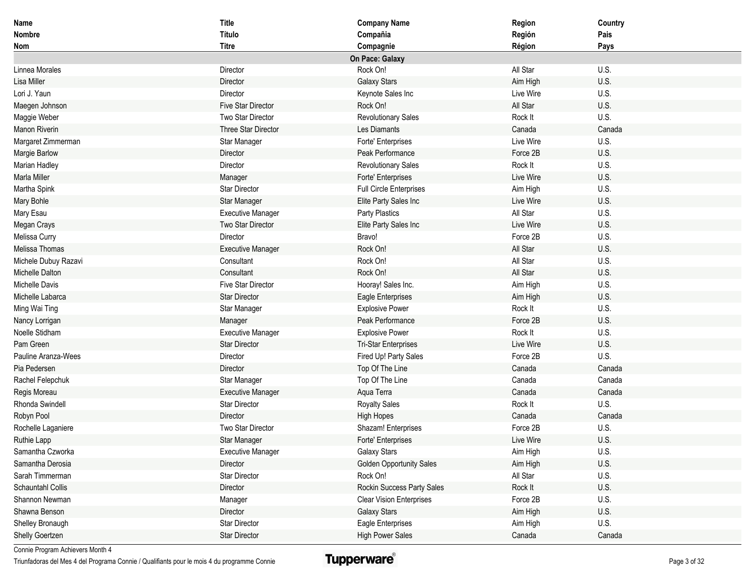| Name<br>Nombre<br>Nom | Title<br>Título<br>Titre | Company Name<br>Compañia<br>Compagnie | Region<br>Región<br>Région | Country<br>Pais<br>Pays |
|---|---|---|---|---|
| | | **On Pace: Galaxy** | | |
| Linnea Morales | Director | Rock On! | All Star | U.S. |
| Lisa Miller | Director | Galaxy Stars | Aim High | U.S. |
| Lori J. Yaun | Director | Keynote Sales Inc | Live Wire | U.S. |
| Maegen Johnson | Five Star Director | Rock On! | All Star | U.S. |
| Maggie Weber | Two Star Director | Revolutionary Sales | Rock It | U.S. |
| Manon Riverin | Three Star Director | Les Diamants | Canada | Canada |
| Margaret Zimmerman | Star Manager | Forte' Enterprises | Live Wire | U.S. |
| Margie Barlow | Director | Peak Performance | Force 2B | U.S. |
| Marian Hadley | Director | Revolutionary Sales | Rock It | U.S. |
| Marla Miller | Manager | Forte' Enterprises | Live Wire | U.S. |
| Martha Spink | Star Director | Full Circle Enterprises | Aim High | U.S. |
| Mary Bohle | Star Manager | Elite Party Sales Inc | Live Wire | U.S. |
| Mary Esau | Executive Manager | Party Plastics | All Star | U.S. |
| Megan Crays | Two Star Director | Elite Party Sales Inc | Live Wire | U.S. |
| Melissa Curry | Director | Bravo! | Force 2B | U.S. |
| Melissa Thomas | Executive Manager | Rock On! | All Star | U.S. |
| Michele Dubuy Razavi | Consultant | Rock On! | All Star | U.S. |
| Michelle Dalton | Consultant | Rock On! | All Star | U.S. |
| Michelle Davis | Five Star Director | Hooray! Sales Inc. | Aim High | U.S. |
| Michelle Labarca | Star Director | Eagle Enterprises | Aim High | U.S. |
| Ming Wai Ting | Star Manager | Explosive Power | Rock It | U.S. |
| Nancy Lorrigan | Manager | Peak Performance | Force 2B | U.S. |
| Noelle Stidham | Executive Manager | Explosive Power | Rock It | U.S. |
| Pam Green | Star Director | Tri-Star Enterprises | Live Wire | U.S. |
| Pauline Aranza-Wees | Director | Fired Up! Party Sales | Force 2B | U.S. |
| Pia Pedersen | Director | Top Of The Line | Canada | Canada |
| Rachel Felepchuk | Star Manager | Top Of The Line | Canada | Canada |
| Regis Moreau | Executive Manager | Aqua Terra | Canada | Canada |
| Rhonda Swindell | Star Director | Royalty Sales | Rock It | U.S. |
| Robyn Pool | Director | High Hopes | Canada | Canada |
| Rochelle Laganiere | Two Star Director | Shazam! Enterprises | Force 2B | U.S. |
| Ruthie Lapp | Star Manager | Forte' Enterprises | Live Wire | U.S. |
| Samantha Czworka | Executive Manager | Galaxy Stars | Aim High | U.S. |
| Samantha Derosia | Director | Golden Opportunity Sales | Aim High | U.S. |
| Sarah Timmerman | Star Director | Rock On! | All Star | U.S. |
| Schauntahl Collis | Director | Rockin Success Party Sales | Rock It | U.S. |
| Shannon Newman | Manager | Clear Vision Enterprises | Force 2B | U.S. |
| Shawna Benson | Director | Galaxy Stars | Aim High | U.S. |
| Shelley Bronaugh | Star Director | Eagle Enterprises | Aim High | U.S. |
| Shelly Goertzen | Star Director | High Power Sales | Canada | Canada |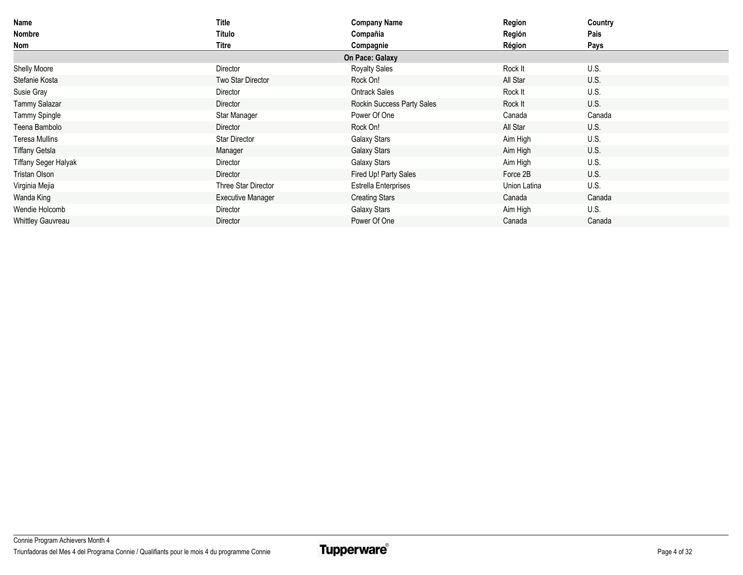| Name<br>Nombre<br>Nom | Title<br>Título<br>Titre | Company Name<br>Compañia<br>Compagnie | Region<br>Región<br>Région | Country<br>Pais<br>Pays |
|---|---|---|---|---|
| | | **On Pace: Galaxy** | | |
| Shelly Moore | Director | Royalty Sales | Rock It | U.S. |
| Stefanie Kosta | Two Star Director | Rock On! | All Star | U.S. |
| Susie Gray | Director | Ontrack Sales | Rock It | U.S. |
| Tammy Salazar | Director | Rockin Success Party Sales | Rock It | U.S. |
| Tammy Spingle | Star Manager | Power Of One | Canada | Canada |
| Teena Bambolo | Director | Rock On! | All Star | U.S. |
| Teresa Mullins | Star Director | Galaxy Stars | Aim High | U.S. |
| Tiffany Getsla | Manager | Galaxy Stars | Aim High | U.S. |
| Tiffany Seger Halyak | Director | Galaxy Stars | Aim High | U.S. |
| Tristan Olson | Director | Fired Up! Party Sales | Force 2B | U.S. |
| Virginia Mejia | Three Star Director | Estrella Enterprises | Union Latina | U.S. |
| Wanda King | Executive Manager | Creating Stars | Canada | Canada |
| Wendie Holcomb | Director | Galaxy Stars | Aim High | U.S. |
| Whittley Gauvreau | Director | Power Of One | Canada | Canada |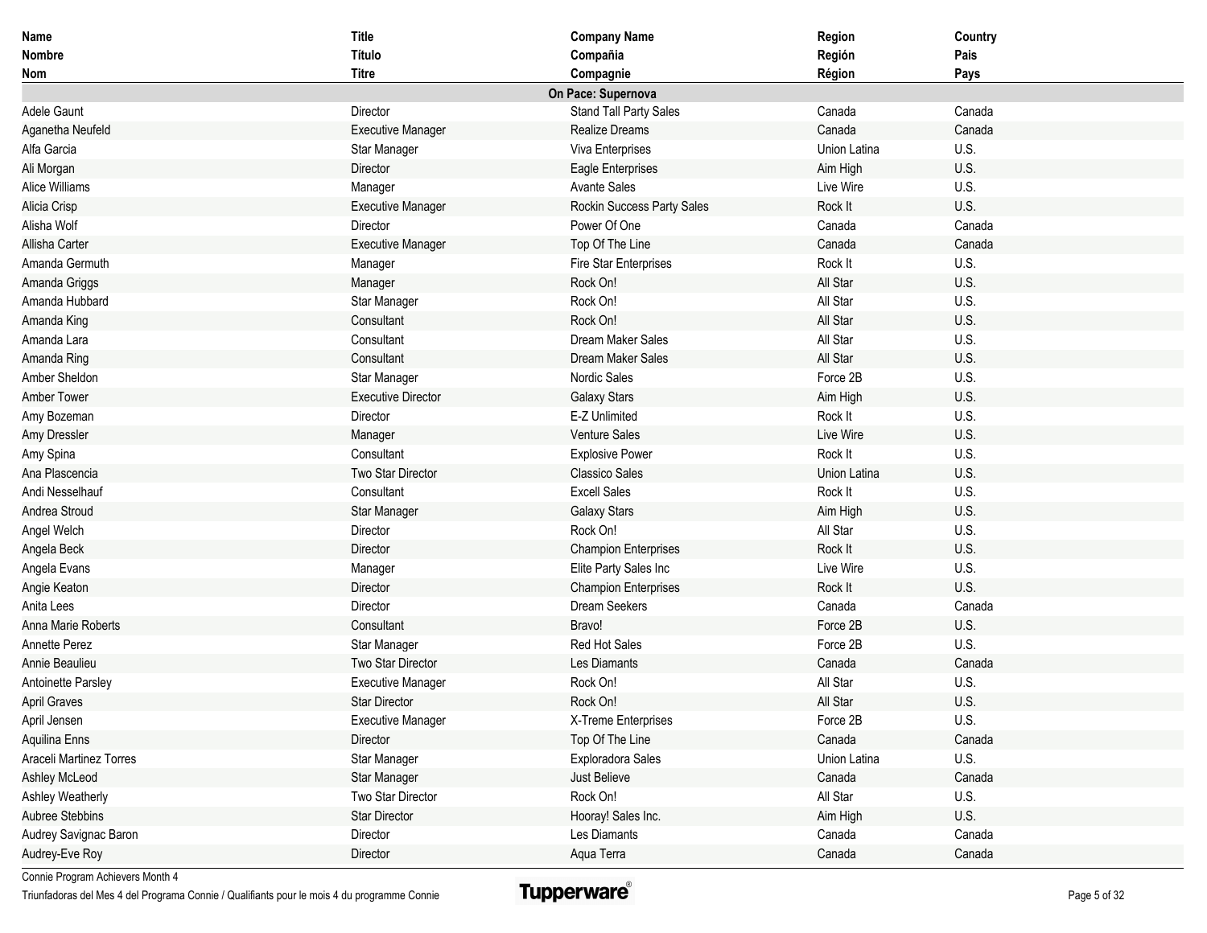| Name<br>Nombre<br>Nom | Title<br>Título<br>Titre | Company Name<br>Compañia<br>Compagnie | Region<br>Región<br>Région | Country<br>Pais<br>Pays |
|---|---|---|---|---|
| | | **On Pace: Supernova** | | |
| Adele Gaunt | Director | Stand Tall Party Sales | Canada | Canada |
| Aganetha Neufeld | Executive Manager | Realize Dreams | Canada | Canada |
| Alfa Garcia | Star Manager | Viva Enterprises | Union Latina | U.S. |
| Ali Morgan | Director | Eagle Enterprises | Aim High | U.S. |
| Alice Williams | Manager | Avante Sales | Live Wire | U.S. |
| Alicia Crisp | Executive Manager | Rockin Success Party Sales | Rock It | U.S. |
| Alisha Wolf | Director | Power Of One | Canada | Canada |
| Allisha Carter | Executive Manager | Top Of The Line | Canada | Canada |
| Amanda Germuth | Manager | Fire Star Enterprises | Rock It | U.S. |
| Amanda Griggs | Manager | Rock On! | All Star | U.S. |
| Amanda Hubbard | Star Manager | Rock On! | All Star | U.S. |
| Amanda King | Consultant | Rock On! | All Star | U.S. |
| Amanda Lara | Consultant | Dream Maker Sales | All Star | U.S. |
| Amanda Ring | Consultant | Dream Maker Sales | All Star | U.S. |
| Amber Sheldon | Star Manager | Nordic Sales | Force 2B | U.S. |
| Amber Tower | Executive Director | Galaxy Stars | Aim High | U.S. |
| Amy Bozeman | Director | E-Z Unlimited | Rock It | U.S. |
| Amy Dressler | Manager | Venture Sales | Live Wire | U.S. |
| Amy Spina | Consultant | Explosive Power | Rock It | U.S. |
| Ana Plascencia | Two Star Director | Classico Sales | Union Latina | U.S. |
| Andi Nesselhauf | Consultant | Excell Sales | Rock It | U.S. |
| Andrea Stroud | Star Manager | Galaxy Stars | Aim High | U.S. |
| Angel Welch | Director | Rock On! | All Star | U.S. |
| Angela Beck | Director | Champion Enterprises | Rock It | U.S. |
| Angela Evans | Manager | Elite Party Sales Inc | Live Wire | U.S. |
| Angie Keaton | Director | Champion Enterprises | Rock It | U.S. |
| Anita Lees | Director | Dream Seekers | Canada | Canada |
| Anna Marie Roberts | Consultant | Bravo! | Force 2B | U.S. |
| Annette Perez | Star Manager | Red Hot Sales | Force 2B | U.S. |
| Annie Beaulieu | Two Star Director | Les Diamants | Canada | Canada |
| Antoinette Parsley | Executive Manager | Rock On! | All Star | U.S. |
| April Graves | Star Director | Rock On! | All Star | U.S. |
| April Jensen | Executive Manager | X-Treme Enterprises | Force 2B | U.S. |
| Aquilina Enns | Director | Top Of The Line | Canada | Canada |
| Araceli Martinez Torres | Star Manager | Exploradora Sales | Union Latina | U.S. |
| Ashley McLeod | Star Manager | Just Believe | Canada | Canada |
| Ashley Weatherly | Two Star Director | Rock On! | All Star | U.S. |
| Aubree Stebbins | Star Director | Hooray! Sales Inc. | Aim High | U.S. |
| Audrey Savignac Baron | Director | Les Diamants | Canada | Canada |
| Audrey-Eve Roy | Director | Aqua Terra | Canada | Canada |

Connie Program Achievers Month 4

Triunfadoras del Mes 4 del Programa Connie / Qualifiants pour le mois 4 du programme Connie

Tupperware®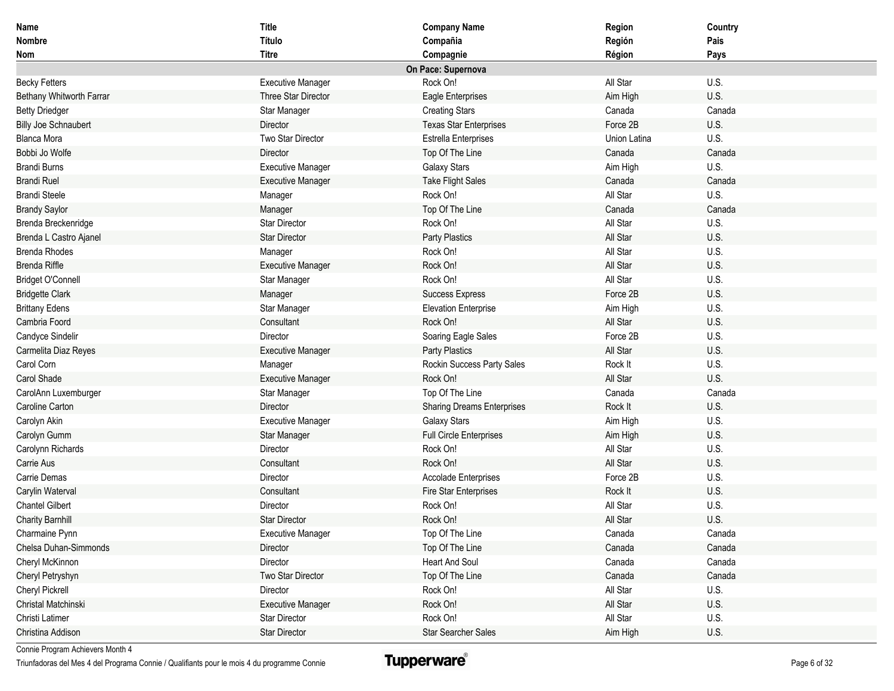| Name<br>Nombre<br>Nom | Title<br>Título<br>Titre | Company Name<br>Compañia<br>Compagnie | Region<br>Región<br>Région | Country<br>Pais<br>Pays |
|---|---|---|---|---|
| | | **On Pace: Supernova** | | |
| Becky Fetters | Executive Manager | Rock On! | All Star | U.S. |
| Bethany Whitworth Farrar | Three Star Director | Eagle Enterprises | Aim High | U.S. |
| Betty Driedger | Star Manager | Creating Stars | Canada | Canada |
| Billy Joe Schnaubert | Director | Texas Star Enterprises | Force 2B | U.S. |
| Blanca Mora | Two Star Director | Estrella Enterprises | Union Latina | U.S. |
| Bobbi Jo Wolfe | Director | Top Of The Line | Canada | Canada |
| Brandi Burns | Executive Manager | Galaxy Stars | Aim High | U.S. |
| Brandi Ruel | Executive Manager | Take Flight Sales | Canada | Canada |
| Brandi Steele | Manager | Rock On! | All Star | U.S. |
| Brandy Saylor | Manager | Top Of The Line | Canada | Canada |
| Brenda Breckenridge | Star Director | Rock On! | All Star | U.S. |
| Brenda L Castro Ajanel | Star Director | Party Plastics | All Star | U.S. |
| Brenda Rhodes | Manager | Rock On! | All Star | U.S. |
| Brenda Riffle | Executive Manager | Rock On! | All Star | U.S. |
| Bridget O'Connell | Star Manager | Rock On! | All Star | U.S. |
| Bridgette Clark | Manager | Success Express | Force 2B | U.S. |
| Brittany Edens | Star Manager | Elevation Enterprise | Aim High | U.S. |
| Cambria Foord | Consultant | Rock On! | All Star | U.S. |
| Candyce Sindelir | Director | Soaring Eagle Sales | Force 2B | U.S. |
| Carmelita Diaz Reyes | Executive Manager | Party Plastics | All Star | U.S. |
| Carol Corn | Manager | Rockin Success Party Sales | Rock It | U.S. |
| Carol Shade | Executive Manager | Rock On! | All Star | U.S. |
| CarolAnn Luxemburger | Star Manager | Top Of The Line | Canada | Canada |
| Caroline Carton | Director | Sharing Dreams Enterprises | Rock It | U.S. |
| Carolyn Akin | Executive Manager | Galaxy Stars | Aim High | U.S. |
| Carolyn Gumm | Star Manager | Full Circle Enterprises | Aim High | U.S. |
| Carolynn Richards | Director | Rock On! | All Star | U.S. |
| Carrie Aus | Consultant | Rock On! | All Star | U.S. |
| Carrie Demas | Director | Accolade Enterprises | Force 2B | U.S. |
| Carylin Waterval | Consultant | Fire Star Enterprises | Rock It | U.S. |
| Chantel Gilbert | Director | Rock On! | All Star | U.S. |
| Charity Barnhill | Star Director | Rock On! | All Star | U.S. |
| Charmaine Pynn | Executive Manager | Top Of The Line | Canada | Canada |
| Chelsa Duhan-Simmonds | Director | Top Of The Line | Canada | Canada |
| Cheryl McKinnon | Director | Heart And Soul | Canada | Canada |
| Cheryl Petryshyn | Two Star Director | Top Of The Line | Canada | Canada |
| Cheryl Pickrell | Director | Rock On! | All Star | U.S. |
| Christal Matchinski | Executive Manager | Rock On! | All Star | U.S. |
| Christi Latimer | Star Director | Rock On! | All Star | U.S. |
| Christina Addison | Star Director | Star Searcher Sales | Aim High | U.S. |

Connie Program Achievers Month 4

Triunfadoras del Mes 4 del Programa Connie / Qualifiants pour le mois 4 du programme Connie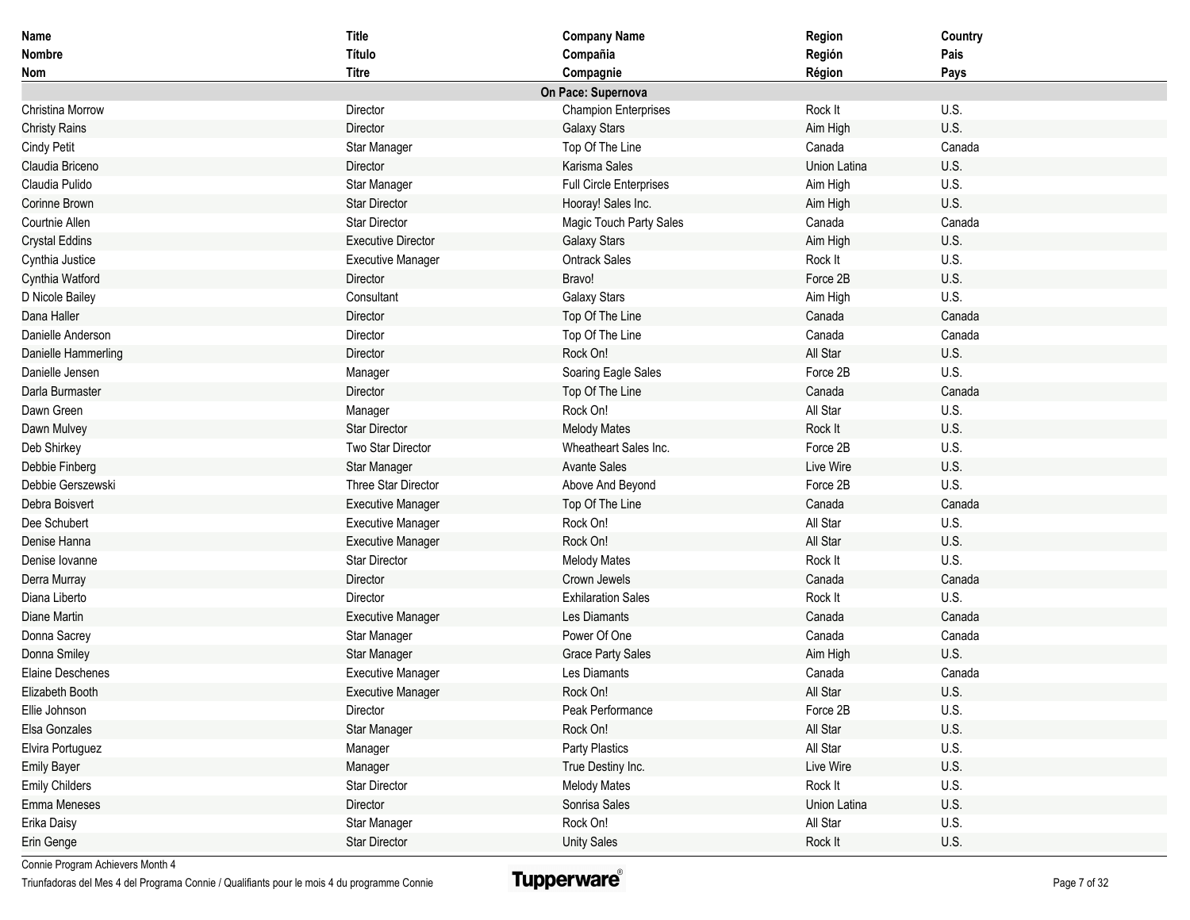| Name<br>Nombre<br>Nom | Title<br>Título<br>Titre | Company Name<br>Compañia<br>Compagnie | Region<br>Región<br>Région | Country<br>Pais<br>Pays |
|---|---|---|---|---|
| | | **On Pace: Supernova** | | |
| Christina Morrow | Director | Champion Enterprises | Rock It | U.S. |
| Christy Rains | Director | Galaxy Stars | Aim High | U.S. |
| Cindy Petit | Star Manager | Top Of The Line | Canada | Canada |
| Claudia Briceno | Director | Karisma Sales | Union Latina | U.S. |
| Claudia Pulido | Star Manager | Full Circle Enterprises | Aim High | U.S. |
| Corinne Brown | Star Director | Hooray! Sales Inc. | Aim High | U.S. |
| Courtnie Allen | Star Director | Magic Touch Party Sales | Canada | Canada |
| Crystal Eddins | Executive Director | Galaxy Stars | Aim High | U.S. |
| Cynthia Justice | Executive Manager | Ontrack Sales | Rock It | U.S. |
| Cynthia Watford | Director | Bravo! | Force 2B | U.S. |
| D Nicole Bailey | Consultant | Galaxy Stars | Aim High | U.S. |
| Dana Haller | Director | Top Of The Line | Canada | Canada |
| Danielle Anderson | Director | Top Of The Line | Canada | Canada |
| Danielle Hammerling | Director | Rock On! | All Star | U.S. |
| Danielle Jensen | Manager | Soaring Eagle Sales | Force 2B | U.S. |
| Darla Burmaster | Director | Top Of The Line | Canada | Canada |
| Dawn Green | Manager | Rock On! | All Star | U.S. |
| Dawn Mulvey | Star Director | Melody Mates | Rock It | U.S. |
| Deb Shirkey | Two Star Director | Wheatheart Sales Inc. | Force 2B | U.S. |
| Debbie Finberg | Star Manager | Avante Sales | Live Wire | U.S. |
| Debbie Gerszewski | Three Star Director | Above And Beyond | Force 2B | U.S. |
| Debra Boisvert | Executive Manager | Top Of The Line | Canada | Canada |
| Dee Schubert | Executive Manager | Rock On! | All Star | U.S. |
| Denise Hanna | Executive Manager | Rock On! | All Star | U.S. |
| Denise Iovanne | Star Director | Melody Mates | Rock It | U.S. |
| Derra Murray | Director | Crown Jewels | Canada | Canada |
| Diana Liberto | Director | Exhilaration Sales | Rock It | U.S. |
| Diane Martin | Executive Manager | Les Diamants | Canada | Canada |
| Donna Sacrey | Star Manager | Power Of One | Canada | Canada |
| Donna Smiley | Star Manager | Grace Party Sales | Aim High | U.S. |
| Elaine Deschenes | Executive Manager | Les Diamants | Canada | Canada |
| Elizabeth Booth | Executive Manager | Rock On! | All Star | U.S. |
| Ellie Johnson | Director | Peak Performance | Force 2B | U.S. |
| Elsa Gonzales | Star Manager | Rock On! | All Star | U.S. |
| Elvira Portuguez | Manager | Party Plastics | All Star | U.S. |
| Emily Bayer | Manager | True Destiny Inc. | Live Wire | U.S. |
| Emily Childers | Star Director | Melody Mates | Rock It | U.S. |
| Emma Meneses | Director | Sonrisa Sales | Union Latina | U.S. |
| Erika Daisy | Star Manager | Rock On! | All Star | U.S. |
| Erin Genge | Star Director | Unity Sales | Rock It | U.S. |

Connie Program Achievers Month 4

Triunfadoras del Mes 4 del Programa Connie / Qualifiants pour le mois 4 du programme Connie

Tupperware®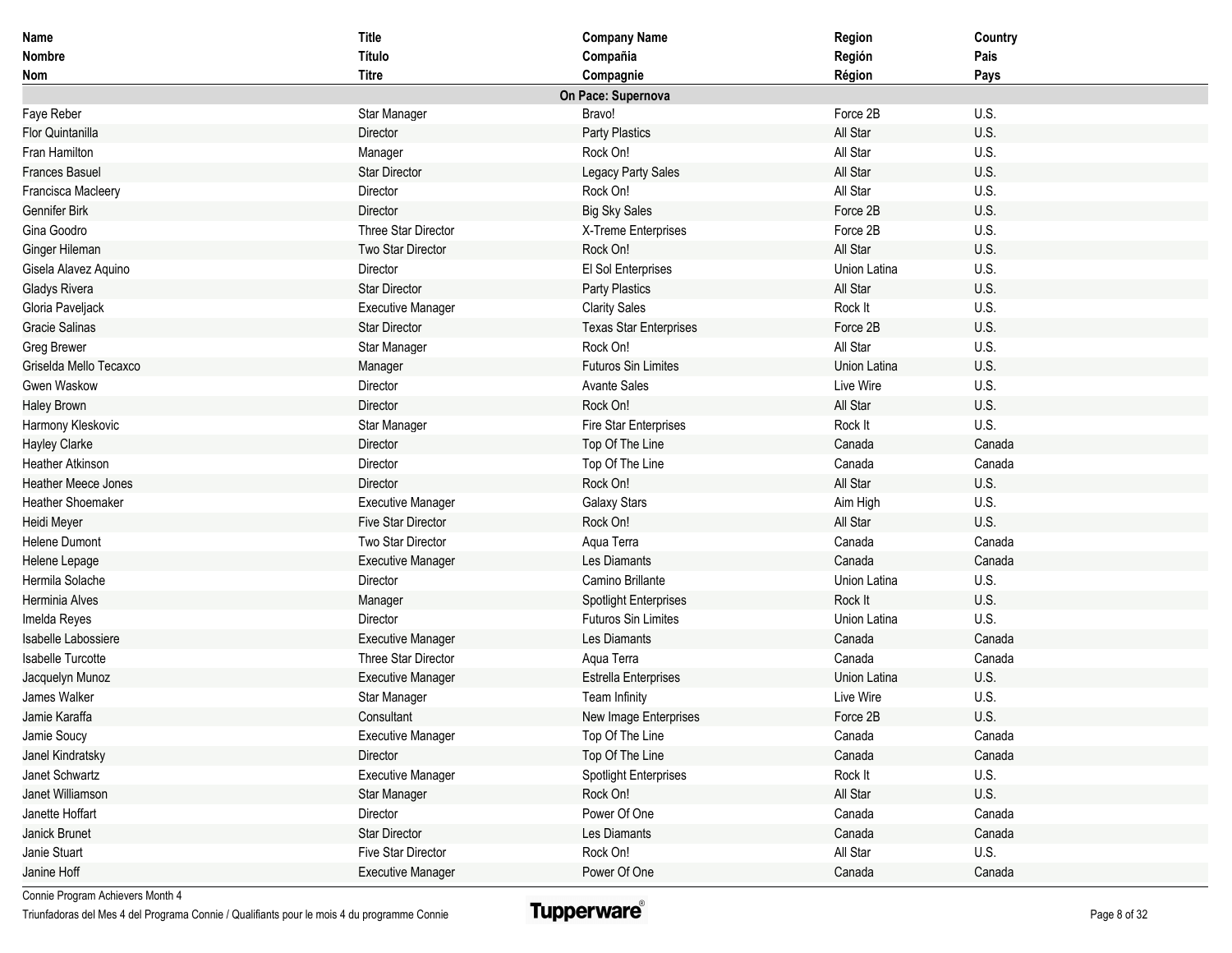| Name<br>Nombre<br>Nom | Title<br>Título<br>Titre | Company Name<br>Compañia<br>Compagnie | Region<br>Región<br>Région | Country<br>Pais<br>Pays |
|---|---|---|---|---|
| | | **On Pace: Supernova** | | |
| Faye Reber | Star Manager | Bravo! | Force 2B | U.S. |
| Flor Quintanilla | Director | Party Plastics | All Star | U.S. |
| Fran Hamilton | Manager | Rock On! | All Star | U.S. |
| Frances Basuel | Star Director | Legacy Party Sales | All Star | U.S. |
| Francisca Macleery | Director | Rock On! | All Star | U.S. |
| Gennifer Birk | Director | Big Sky Sales | Force 2B | U.S. |
| Gina Goodro | Three Star Director | X-Treme Enterprises | Force 2B | U.S. |
| Ginger Hileman | Two Star Director | Rock On! | All Star | U.S. |
| Gisela Alavez Aquino | Director | El Sol Enterprises | Union Latina | U.S. |
| Gladys Rivera | Star Director | Party Plastics | All Star | U.S. |
| Gloria Paveljack | Executive Manager | Clarity Sales | Rock It | U.S. |
| Gracie Salinas | Star Director | Texas Star Enterprises | Force 2B | U.S. |
| Greg Brewer | Star Manager | Rock On! | All Star | U.S. |
| Griselda Mello Tecaxco | Manager | Futuros Sin Limites | Union Latina | U.S. |
| Gwen Waskow | Director | Avante Sales | Live Wire | U.S. |
| Haley Brown | Director | Rock On! | All Star | U.S. |
| Harmony Kleskovic | Star Manager | Fire Star Enterprises | Rock It | U.S. |
| Hayley Clarke | Director | Top Of The Line | Canada | Canada |
| Heather Atkinson | Director | Top Of The Line | Canada | Canada |
| Heather Meece Jones | Director | Rock On! | All Star | U.S. |
| Heather Shoemaker | Executive Manager | Galaxy Stars | Aim High | U.S. |
| Heidi Meyer | Five Star Director | Rock On! | All Star | U.S. |
| Helene Dumont | Two Star Director | Aqua Terra | Canada | Canada |
| Helene Lepage | Executive Manager | Les Diamants | Canada | Canada |
| Hermila Solache | Director | Camino Brillante | Union Latina | U.S. |
| Herminia Alves | Manager | Spotlight Enterprises | Rock It | U.S. |
| Imelda Reyes | Director | Futuros Sin Limites | Union Latina | U.S. |
| Isabelle Labossiere | Executive Manager | Les Diamants | Canada | Canada |
| Isabelle Turcotte | Three Star Director | Aqua Terra | Canada | Canada |
| Jacquelyn Munoz | Executive Manager | Estrella Enterprises | Union Latina | U.S. |
| James Walker | Star Manager | Team Infinity | Live Wire | U.S. |
| Jamie Karaffa | Consultant | New Image Enterprises | Force 2B | U.S. |
| Jamie Soucy | Executive Manager | Top Of The Line | Canada | Canada |
| Janel Kindratsky | Director | Top Of The Line | Canada | Canada |
| Janet Schwartz | Executive Manager | Spotlight Enterprises | Rock It | U.S. |
| Janet Williamson | Star Manager | Rock On! | All Star | U.S. |
| Janette Hoffart | Director | Power Of One | Canada | Canada |
| Janick Brunet | Star Director | Les Diamants | Canada | Canada |
| Janie Stuart | Five Star Director | Rock On! | All Star | U.S. |
| Janine Hoff | Executive Manager | Power Of One | Canada | Canada |

Connie Program Achievers Month 4

Triunfadoras del Mes 4 del Programa Connie / Qualifiants pour le mois 4 du programme Connie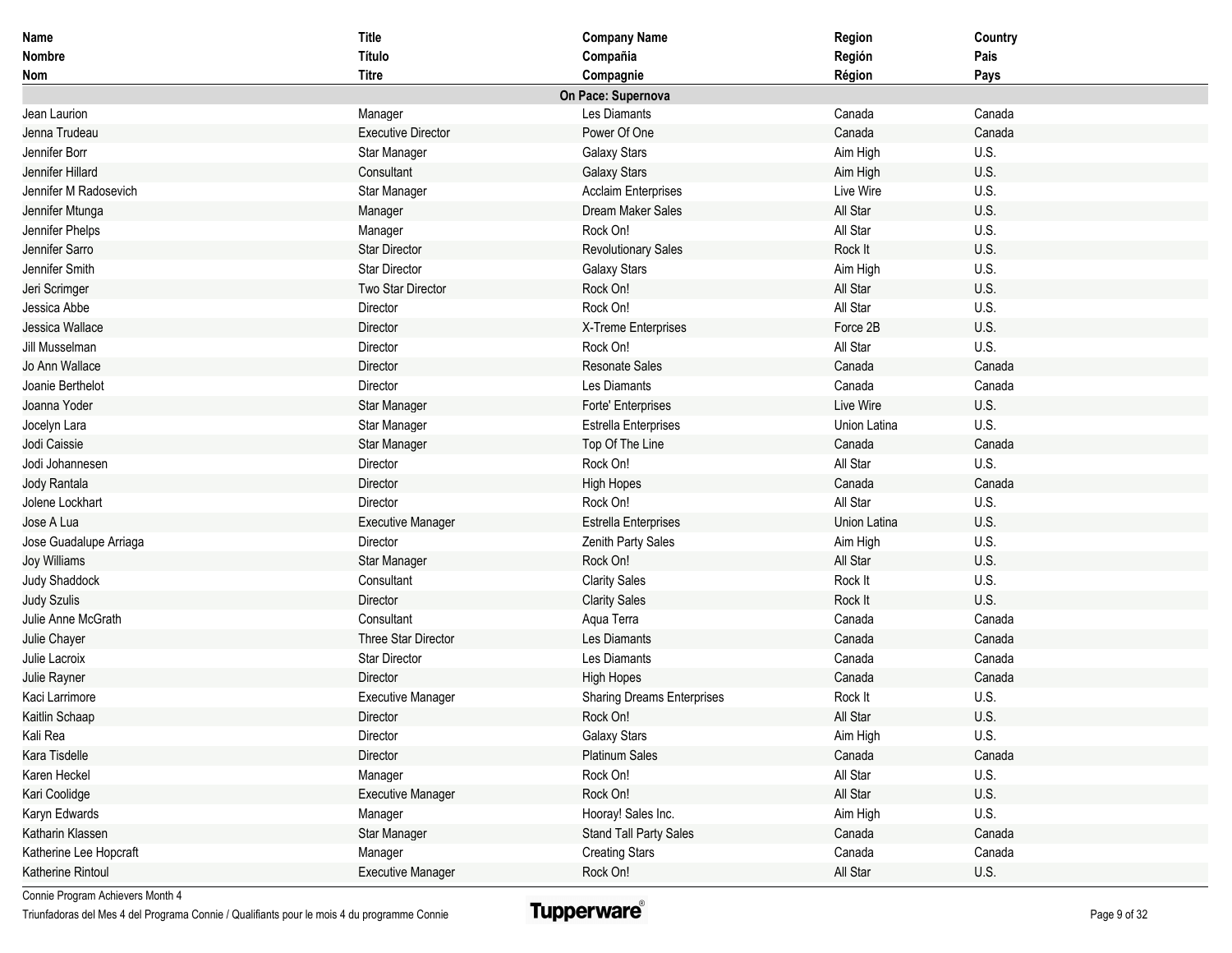| Name<br>Nombre<br>Nom | Title<br>Título<br>Titre | Company Name<br>Compañia<br>Compagnie | Region<br>Región<br>Région | Country<br>Pais<br>Pays |
|---|---|---|---|---|
| | | **On Pace: Supernova** | | |
| Jean Laurion | Manager | Les Diamants | Canada | Canada |
| Jenna Trudeau | Executive Director | Power Of One | Canada | Canada |
| Jennifer Borr | Star Manager | Galaxy Stars | Aim High | U.S. |
| Jennifer Hillard | Consultant | Galaxy Stars | Aim High | U.S. |
| Jennifer M Radosevich | Star Manager | Acclaim Enterprises | Live Wire | U.S. |
| Jennifer Mtunga | Manager | Dream Maker Sales | All Star | U.S. |
| Jennifer Phelps | Manager | Rock On! | All Star | U.S. |
| Jennifer Sarro | Star Director | Revolutionary Sales | Rock It | U.S. |
| Jennifer Smith | Star Director | Galaxy Stars | Aim High | U.S. |
| Jeri Scrimger | Two Star Director | Rock On! | All Star | U.S. |
| Jessica Abbe | Director | Rock On! | All Star | U.S. |
| Jessica Wallace | Director | X-Treme Enterprises | Force 2B | U.S. |
| Jill Musselman | Director | Rock On! | All Star | U.S. |
| Jo Ann Wallace | Director | Resonate Sales | Canada | Canada |
| Joanie Berthelot | Director | Les Diamants | Canada | Canada |
| Joanna Yoder | Star Manager | Forte' Enterprises | Live Wire | U.S. |
| Jocelyn Lara | Star Manager | Estrella Enterprises | Union Latina | U.S. |
| Jodi Caissie | Star Manager | Top Of The Line | Canada | Canada |
| Jodi Johannesen | Director | Rock On! | All Star | U.S. |
| Jody Rantala | Director | High Hopes | Canada | Canada |
| Jolene Lockhart | Director | Rock On! | All Star | U.S. |
| Jose A Lua | Executive Manager | Estrella Enterprises | Union Latina | U.S. |
| Jose Guadalupe Arriaga | Director | Zenith Party Sales | Aim High | U.S. |
| Joy Williams | Star Manager | Rock On! | All Star | U.S. |
| Judy Shaddock | Consultant | Clarity Sales | Rock It | U.S. |
| Judy Szulis | Director | Clarity Sales | Rock It | U.S. |
| Julie Anne McGrath | Consultant | Aqua Terra | Canada | Canada |
| Julie Chayer | Three Star Director | Les Diamants | Canada | Canada |
| Julie Lacroix | Star Director | Les Diamants | Canada | Canada |
| Julie Rayner | Director | High Hopes | Canada | Canada |
| Kaci Larrimore | Executive Manager | Sharing Dreams Enterprises | Rock It | U.S. |
| Kaitlin Schaap | Director | Rock On! | All Star | U.S. |
| Kali Rea | Director | Galaxy Stars | Aim High | U.S. |
| Kara Tisdelle | Director | Platinum Sales | Canada | Canada |
| Karen Heckel | Manager | Rock On! | All Star | U.S. |
| Kari Coolidge | Executive Manager | Rock On! | All Star | U.S. |
| Karyn Edwards | Manager | Hooray! Sales Inc. | Aim High | U.S. |
| Katharin Klassen | Star Manager | Stand Tall Party Sales | Canada | Canada |
| Katherine Lee Hopcraft | Manager | Creating Stars | Canada | Canada |
| Katherine Rintoul | Executive Manager | Rock On! | All Star | U.S. |

Connie Program Achievers Month 4
Triunfadoras del Mes 4 del Programa Connie / Qualifiants pour le mois 4 du programme Connie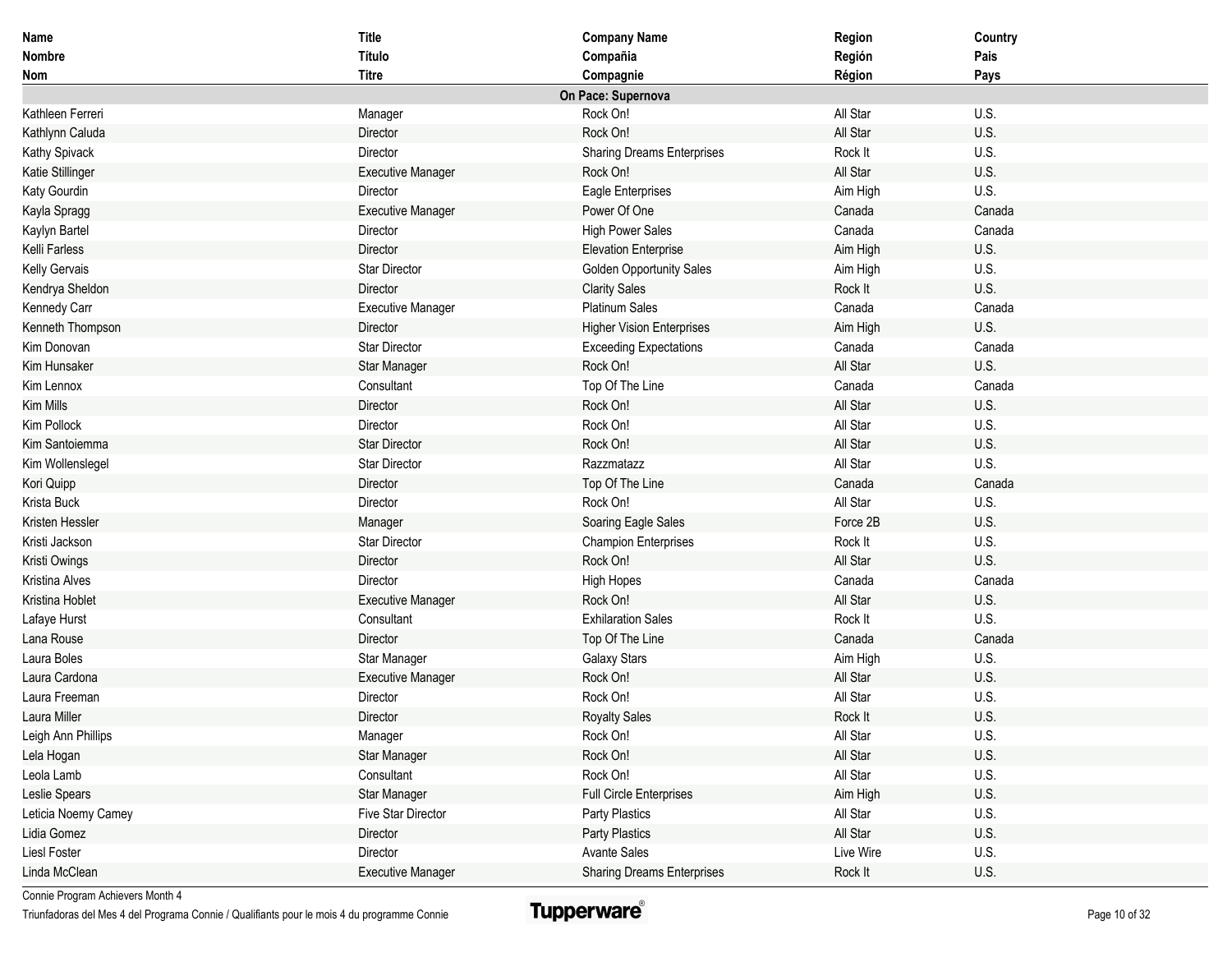| Name<br>Nombre<br>Nom | Title<br>Título<br>Titre | Company Name<br>Compañia<br>Compagnie | Region<br>Región<br>Région | Country<br>Pais<br>Pays |
|---|---|---|---|---|
| | | **On Pace: Supernova** | | |
| Kathleen Ferreri | Manager | Rock On! | All Star | U.S. |
| Kathlynn Caluda | Director | Rock On! | All Star | U.S. |
| Kathy Spivack | Director | Sharing Dreams Enterprises | Rock It | U.S. |
| Katie Stillinger | Executive Manager | Rock On! | All Star | U.S. |
| Katy Gourdin | Director | Eagle Enterprises | Aim High | U.S. |
| Kayla Spragg | Executive Manager | Power Of One | Canada | Canada |
| Kaylyn Bartel | Director | High Power Sales | Canada | Canada |
| Kelli Farless | Director | Elevation Enterprise | Aim High | U.S. |
| Kelly Gervais | Star Director | Golden Opportunity Sales | Aim High | U.S. |
| Kendrya Sheldon | Director | Clarity Sales | Rock It | U.S. |
| Kennedy Carr | Executive Manager | Platinum Sales | Canada | Canada |
| Kenneth Thompson | Director | Higher Vision Enterprises | Aim High | U.S. |
| Kim Donovan | Star Director | Exceeding Expectations | Canada | Canada |
| Kim Hunsaker | Star Manager | Rock On! | All Star | U.S. |
| Kim Lennox | Consultant | Top Of The Line | Canada | Canada |
| Kim Mills | Director | Rock On! | All Star | U.S. |
| Kim Pollock | Director | Rock On! | All Star | U.S. |
| Kim Santoiemma | Star Director | Rock On! | All Star | U.S. |
| Kim Wollenslegel | Star Director | Razzmatazz | All Star | U.S. |
| Kori Quipp | Director | Top Of The Line | Canada | Canada |
| Krista Buck | Director | Rock On! | All Star | U.S. |
| Kristen Hessler | Manager | Soaring Eagle Sales | Force 2B | U.S. |
| Kristi Jackson | Star Director | Champion Enterprises | Rock It | U.S. |
| Kristi Owings | Director | Rock On! | All Star | U.S. |
| Kristina Alves | Director | High Hopes | Canada | Canada |
| Kristina Hoblet | Executive Manager | Rock On! | All Star | U.S. |
| Lafaye Hurst | Consultant | Exhilaration Sales | Rock It | U.S. |
| Lana Rouse | Director | Top Of The Line | Canada | Canada |
| Laura Boles | Star Manager | Galaxy Stars | Aim High | U.S. |
| Laura Cardona | Executive Manager | Rock On! | All Star | U.S. |
| Laura Freeman | Director | Rock On! | All Star | U.S. |
| Laura Miller | Director | Royalty Sales | Rock It | U.S. |
| Leigh Ann Phillips | Manager | Rock On! | All Star | U.S. |
| Lela Hogan | Star Manager | Rock On! | All Star | U.S. |
| Leola Lamb | Consultant | Rock On! | All Star | U.S. |
| Leslie Spears | Star Manager | Full Circle Enterprises | Aim High | U.S. |
| Leticia Noemy Camey | Five Star Director | Party Plastics | All Star | U.S. |
| Lidia Gomez | Director | Party Plastics | All Star | U.S. |
| Liesl Foster | Director | Avante Sales | Live Wire | U.S. |
| Linda McClean | Executive Manager | Sharing Dreams Enterprises | Rock It | U.S. |

Connie Program Achievers Month 4
Triunfadoras del Mes 4 del Programa Connie / Qualifiants pour le mois 4 du programme Connie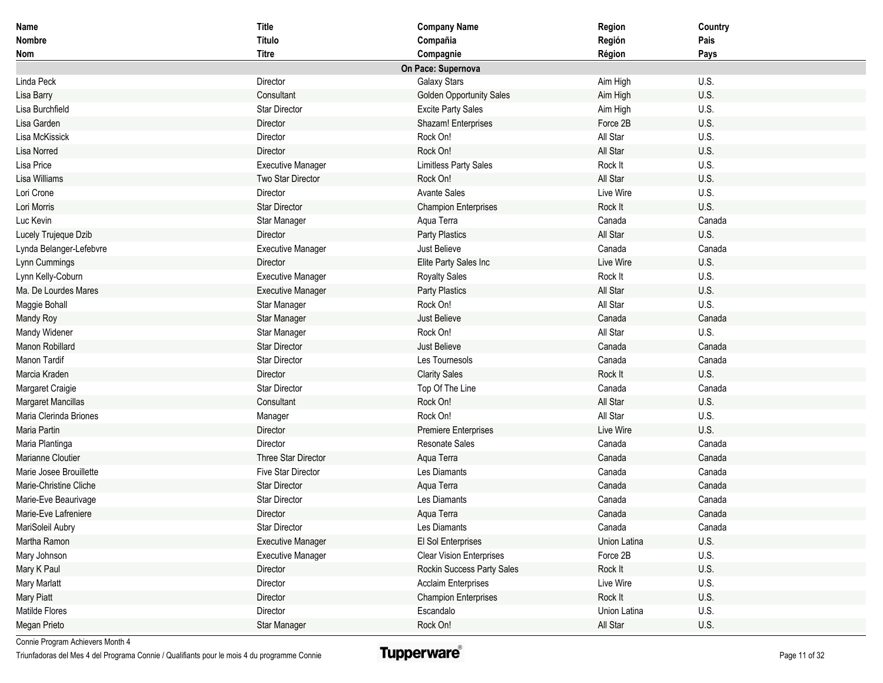| Name<br>Nombre<br>Nom | Title<br>Título<br>Titre | Company Name<br>Compañia<br>Compagnie | Region<br>Región<br>Région | Country<br>Pais<br>Pays |
|---|---|---|---|---|
| | | **On Pace: Supernova** | | |
| Linda Peck | Director | Galaxy Stars | Aim High | U.S. |
| Lisa Barry | Consultant | Golden Opportunity Sales | Aim High | U.S. |
| Lisa Burchfield | Star Director | Excite Party Sales | Aim High | U.S. |
| Lisa Garden | Director | Shazam! Enterprises | Force 2B | U.S. |
| Lisa McKissick | Director | Rock On! | All Star | U.S. |
| Lisa Norred | Director | Rock On! | All Star | U.S. |
| Lisa Price | Executive Manager | Limitless Party Sales | Rock It | U.S. |
| Lisa Williams | Two Star Director | Rock On! | All Star | U.S. |
| Lori Crone | Director | Avante Sales | Live Wire | U.S. |
| Lori Morris | Star Director | Champion Enterprises | Rock It | U.S. |
| Luc Kevin | Star Manager | Aqua Terra | Canada | Canada |
| Lucely Trujeque Dzib | Director | Party Plastics | All Star | U.S. |
| Lynda Belanger-Lefebvre | Executive Manager | Just Believe | Canada | Canada |
| Lynn Cummings | Director | Elite Party Sales Inc | Live Wire | U.S. |
| Lynn Kelly-Coburn | Executive Manager | Royalty Sales | Rock It | U.S. |
| Ma. De Lourdes Mares | Executive Manager | Party Plastics | All Star | U.S. |
| Maggie Bohall | Star Manager | Rock On! | All Star | U.S. |
| Mandy Roy | Star Manager | Just Believe | Canada | Canada |
| Mandy Widener | Star Manager | Rock On! | All Star | U.S. |
| Manon Robillard | Star Director | Just Believe | Canada | Canada |
| Manon Tardif | Star Director | Les Tournesols | Canada | Canada |
| Marcia Kraden | Director | Clarity Sales | Rock It | U.S. |
| Margaret Craigie | Star Director | Top Of The Line | Canada | Canada |
| Margaret Mancillas | Consultant | Rock On! | All Star | U.S. |
| Maria Clerinda Briones | Manager | Rock On! | All Star | U.S. |
| Maria Partin | Director | Premiere Enterprises | Live Wire | U.S. |
| Maria Plantinga | Director | Resonate Sales | Canada | Canada |
| Marianne Cloutier | Three Star Director | Aqua Terra | Canada | Canada |
| Marie Josee Brouillette | Five Star Director | Les Diamants | Canada | Canada |
| Marie-Christine Cliche | Star Director | Aqua Terra | Canada | Canada |
| Marie-Eve Beaurivage | Star Director | Les Diamants | Canada | Canada |
| Marie-Eve Lafreniere | Director | Aqua Terra | Canada | Canada |
| MariSoleil Aubry | Star Director | Les Diamants | Canada | Canada |
| Martha Ramon | Executive Manager | El Sol Enterprises | Union Latina | U.S. |
| Mary Johnson | Executive Manager | Clear Vision Enterprises | Force 2B | U.S. |
| Mary K Paul | Director | Rockin Success Party Sales | Rock It | U.S. |
| Mary Marlatt | Director | Acclaim Enterprises | Live Wire | U.S. |
| Mary Piatt | Director | Champion Enterprises | Rock It | U.S. |
| Matilde Flores | Director | Escandalo | Union Latina | U.S. |
| Megan Prieto | Star Manager | Rock On! | All Star | U.S. |

Connie Program Achievers Month 4

Triunfadoras del Mes 4 del Programa Connie / Qualifiants pour le mois 4 du programme Connie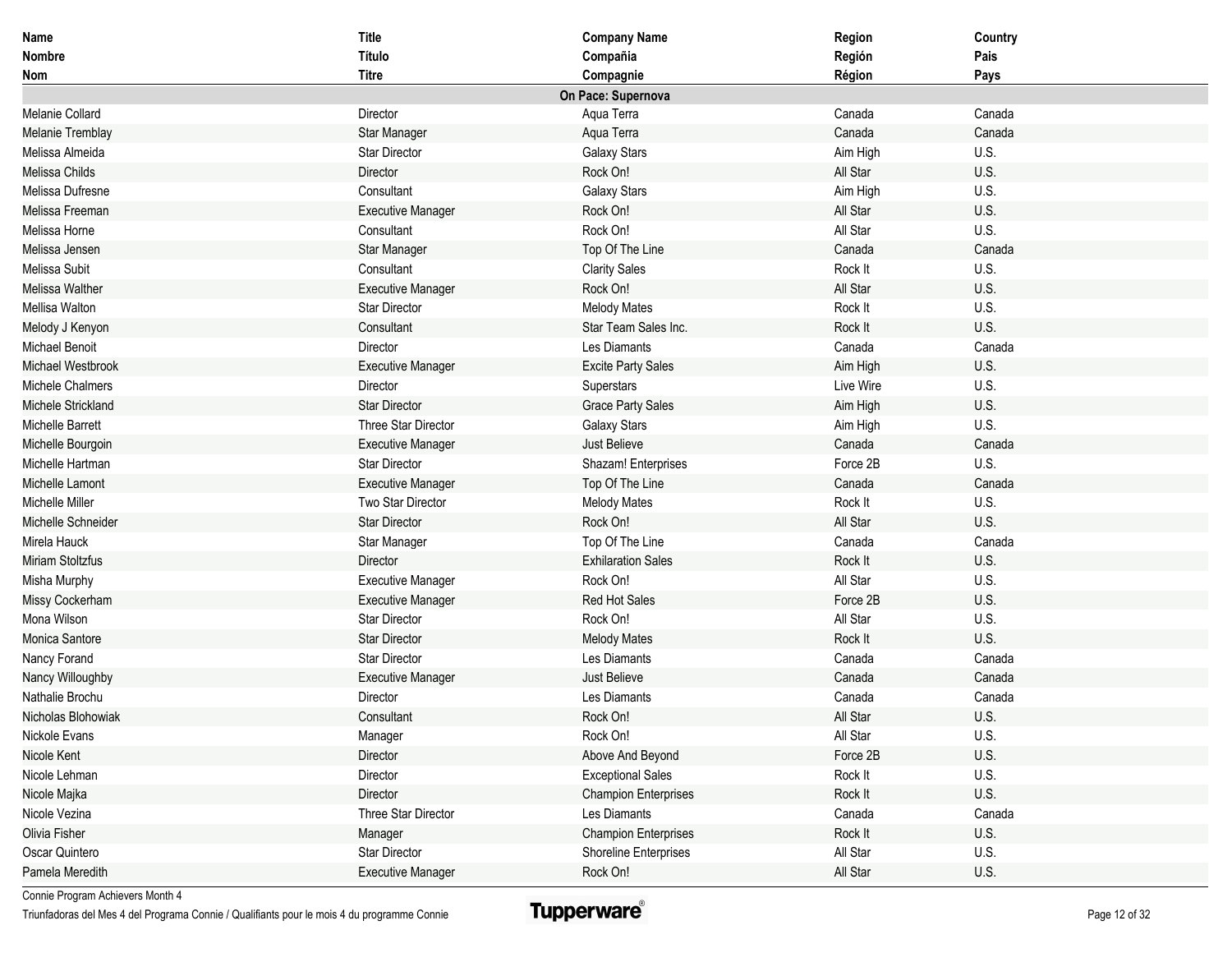| Name<br>Nombre<br>Nom | Title<br>Título<br>Titre | Company Name<br>Compañia<br>Compagnie | Region<br>Región<br>Région | Country<br>Pais<br>Pays |
|---|---|---|---|---|
| | | **On Pace: Supernova** | | |
| Melanie Collard | Director | Aqua Terra | Canada | Canada |
| Melanie Tremblay | Star Manager | Aqua Terra | Canada | Canada |
| Melissa Almeida | Star Director | Galaxy Stars | Aim High | U.S. |
| Melissa Childs | Director | Rock On! | All Star | U.S. |
| Melissa Dufresne | Consultant | Galaxy Stars | Aim High | U.S. |
| Melissa Freeman | Executive Manager | Rock On! | All Star | U.S. |
| Melissa Horne | Consultant | Rock On! | All Star | U.S. |
| Melissa Jensen | Star Manager | Top Of The Line | Canada | Canada |
| Melissa Subit | Consultant | Clarity Sales | Rock It | U.S. |
| Melissa Walther | Executive Manager | Rock On! | All Star | U.S. |
| Mellisa Walton | Star Director | Melody Mates | Rock It | U.S. |
| Melody J Kenyon | Consultant | Star Team Sales Inc. | Rock It | U.S. |
| Michael Benoit | Director | Les Diamants | Canada | Canada |
| Michael Westbrook | Executive Manager | Excite Party Sales | Aim High | U.S. |
| Michele Chalmers | Director | Superstars | Live Wire | U.S. |
| Michele Strickland | Star Director | Grace Party Sales | Aim High | U.S. |
| Michelle Barrett | Three Star Director | Galaxy Stars | Aim High | U.S. |
| Michelle Bourgoin | Executive Manager | Just Believe | Canada | Canada |
| Michelle Hartman | Star Director | Shazam! Enterprises | Force 2B | U.S. |
| Michelle Lamont | Executive Manager | Top Of The Line | Canada | Canada |
| Michelle Miller | Two Star Director | Melody Mates | Rock It | U.S. |
| Michelle Schneider | Star Director | Rock On! | All Star | U.S. |
| Mirela Hauck | Star Manager | Top Of The Line | Canada | Canada |
| Miriam Stoltzfus | Director | Exhilaration Sales | Rock It | U.S. |
| Misha Murphy | Executive Manager | Rock On! | All Star | U.S. |
| Missy Cockerham | Executive Manager | Red Hot Sales | Force 2B | U.S. |
| Mona Wilson | Star Director | Rock On! | All Star | U.S. |
| Monica Santore | Star Director | Melody Mates | Rock It | U.S. |
| Nancy Forand | Star Director | Les Diamants | Canada | Canada |
| Nancy Willoughby | Executive Manager | Just Believe | Canada | Canada |
| Nathalie Brochu | Director | Les Diamants | Canada | Canada |
| Nicholas Blohowiak | Consultant | Rock On! | All Star | U.S. |
| Nickole Evans | Manager | Rock On! | All Star | U.S. |
| Nicole Kent | Director | Above And Beyond | Force 2B | U.S. |
| Nicole Lehman | Director | Exceptional Sales | Rock It | U.S. |
| Nicole Majka | Director | Champion Enterprises | Rock It | U.S. |
| Nicole Vezina | Three Star Director | Les Diamants | Canada | Canada |
| Olivia Fisher | Manager | Champion Enterprises | Rock It | U.S. |
| Oscar Quintero | Star Director | Shoreline Enterprises | All Star | U.S. |
| Pamela Meredith | Executive Manager | Rock On! | All Star | U.S. |

Connie Program Achievers Month 4

Triunfadoras del Mes 4 del Programa Connie / Qualifiants pour le mois 4 du programme Connie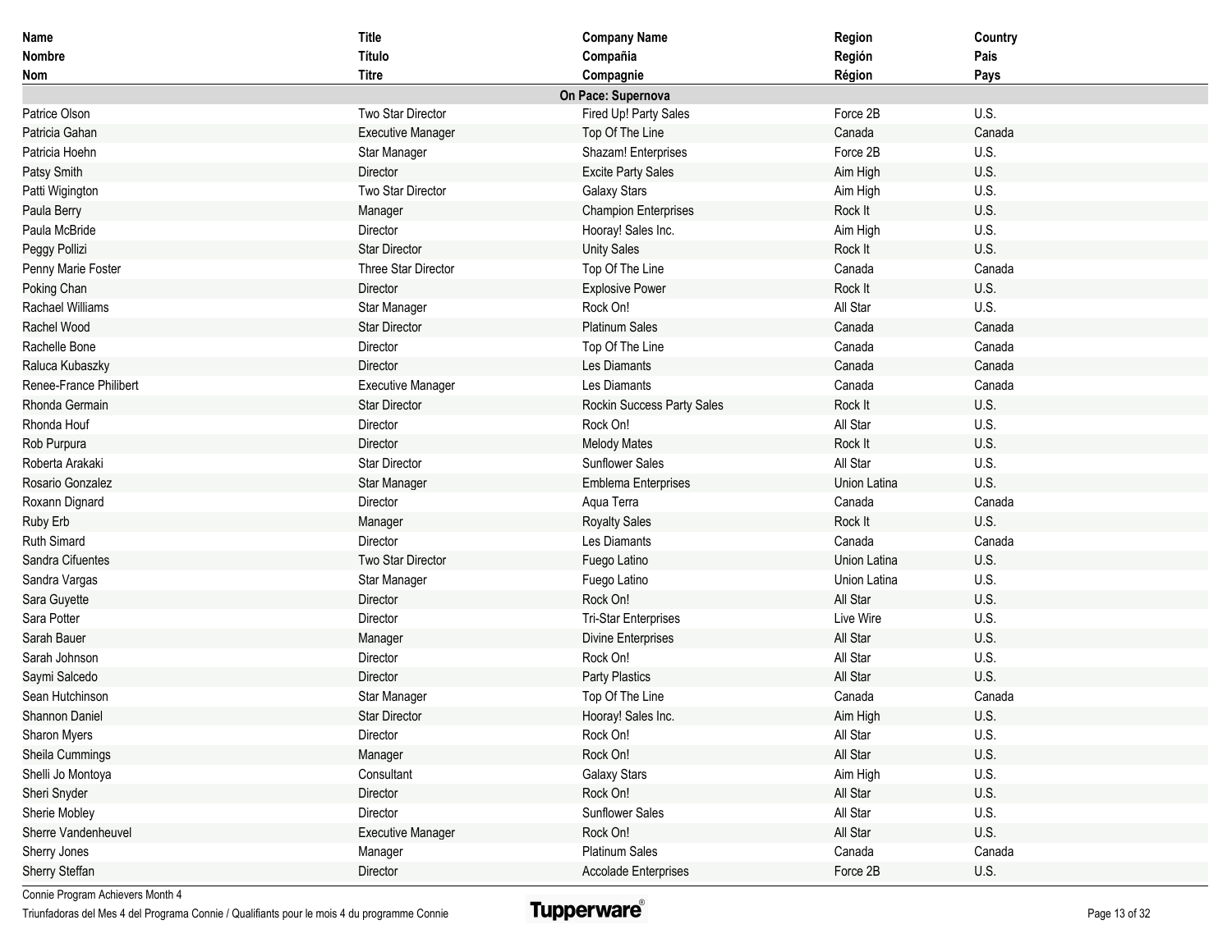| Name<br>Nombre<br>Nom | Title<br>Título<br>Titre | Company Name<br>Compañia<br>Compagnie | Region<br>Región<br>Région | Country<br>Pais<br>Pays |
|---|---|---|---|---|
| | | **On Pace: Supernova** | | |
| Patrice Olson | Two Star Director | Fired Up! Party Sales | Force 2B | U.S. |
| Patricia Gahan | Executive Manager | Top Of The Line | Canada | Canada |
| Patricia Hoehn | Star Manager | Shazam! Enterprises | Force 2B | U.S. |
| Patsy Smith | Director | Excite Party Sales | Aim High | U.S. |
| Patti Wigington | Two Star Director | Galaxy Stars | Aim High | U.S. |
| Paula Berry | Manager | Champion Enterprises | Rock It | U.S. |
| Paula McBride | Director | Hooray! Sales Inc. | Aim High | U.S. |
| Peggy Pollizi | Star Director | Unity Sales | Rock It | U.S. |
| Penny Marie Foster | Three Star Director | Top Of The Line | Canada | Canada |
| Poking Chan | Director | Explosive Power | Rock It | U.S. |
| Rachael Williams | Star Manager | Rock On! | All Star | U.S. |
| Rachel Wood | Star Director | Platinum Sales | Canada | Canada |
| Rachelle Bone | Director | Top Of The Line | Canada | Canada |
| Raluca Kubaszky | Director | Les Diamants | Canada | Canada |
| Renee-France Philibert | Executive Manager | Les Diamants | Canada | Canada |
| Rhonda Germain | Star Director | Rockin Success Party Sales | Rock It | U.S. |
| Rhonda Houf | Director | Rock On! | All Star | U.S. |
| Rob Purpura | Director | Melody Mates | Rock It | U.S. |
| Roberta Arakaki | Star Director | Sunflower Sales | All Star | U.S. |
| Rosario Gonzalez | Star Manager | Emblema Enterprises | Union Latina | U.S. |
| Roxann Dignard | Director | Aqua Terra | Canada | Canada |
| Ruby Erb | Manager | Royalty Sales | Rock It | U.S. |
| Ruth Simard | Director | Les Diamants | Canada | Canada |
| Sandra Cifuentes | Two Star Director | Fuego Latino | Union Latina | U.S. |
| Sandra Vargas | Star Manager | Fuego Latino | Union Latina | U.S. |
| Sara Guyette | Director | Rock On! | All Star | U.S. |
| Sara Potter | Director | Tri-Star Enterprises | Live Wire | U.S. |
| Sarah Bauer | Manager | Divine Enterprises | All Star | U.S. |
| Sarah Johnson | Director | Rock On! | All Star | U.S. |
| Saymi Salcedo | Director | Party Plastics | All Star | U.S. |
| Sean Hutchinson | Star Manager | Top Of The Line | Canada | Canada |
| Shannon Daniel | Star Director | Hooray! Sales Inc. | Aim High | U.S. |
| Sharon Myers | Director | Rock On! | All Star | U.S. |
| Sheila Cummings | Manager | Rock On! | All Star | U.S. |
| Shelli Jo Montoya | Consultant | Galaxy Stars | Aim High | U.S. |
| Sheri Snyder | Director | Rock On! | All Star | U.S. |
| Sherie Mobley | Director | Sunflower Sales | All Star | U.S. |
| Sherre Vandenheuvel | Executive Manager | Rock On! | All Star | U.S. |
| Sherry Jones | Manager | Platinum Sales | Canada | Canada |
| Sherry Steffan | Director | Accolade Enterprises | Force 2B | U.S. |

Connie Program Achievers Month 4

Triunfadoras del Mes 4 del Programa Connie / Qualifiants pour le mois 4 du programme Connie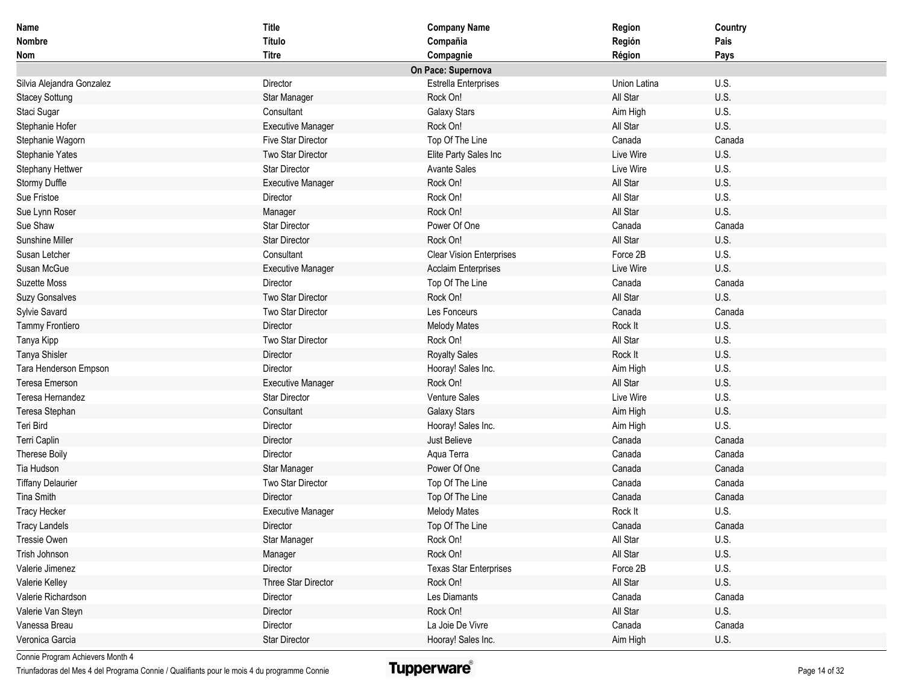| Name<br>Nombre<br>Nom | Title<br>Título<br>Titre | Company Name<br>Compañia<br>Compagnie | Region<br>Región<br>Région | Country<br>Pais<br>Pays |
|---|---|---|---|---|
| | | **On Pace: Supernova** | | |
| Silvia Alejandra Gonzalez | Director | Estrella Enterprises | Union Latina | U.S. |
| Stacey Sottung | Star Manager | Rock On! | All Star | U.S. |
| Staci Sugar | Consultant | Galaxy Stars | Aim High | U.S. |
| Stephanie Hofer | Executive Manager | Rock On! | All Star | U.S. |
| Stephanie Wagorn | Five Star Director | Top Of The Line | Canada | Canada |
| Stephanie Yates | Two Star Director | Elite Party Sales Inc | Live Wire | U.S. |
| Stephany Hettwer | Star Director | Avante Sales | Live Wire | U.S. |
| Stormy Duffle | Executive Manager | Rock On! | All Star | U.S. |
| Sue Fristoe | Director | Rock On! | All Star | U.S. |
| Sue Lynn Roser | Manager | Rock On! | All Star | U.S. |
| Sue Shaw | Star Director | Power Of One | Canada | Canada |
| Sunshine Miller | Star Director | Rock On! | All Star | U.S. |
| Susan Letcher | Consultant | Clear Vision Enterprises | Force 2B | U.S. |
| Susan McGue | Executive Manager | Acclaim Enterprises | Live Wire | U.S. |
| Suzette Moss | Director | Top Of The Line | Canada | Canada |
| Suzy Gonsalves | Two Star Director | Rock On! | All Star | U.S. |
| Sylvie Savard | Two Star Director | Les Fonceurs | Canada | Canada |
| Tammy Frontiero | Director | Melody Mates | Rock It | U.S. |
| Tanya Kipp | Two Star Director | Rock On! | All Star | U.S. |
| Tanya Shisler | Director | Royalty Sales | Rock It | U.S. |
| Tara Henderson Empson | Director | Hooray! Sales Inc. | Aim High | U.S. |
| Teresa Emerson | Executive Manager | Rock On! | All Star | U.S. |
| Teresa Hernandez | Star Director | Venture Sales | Live Wire | U.S. |
| Teresa Stephan | Consultant | Galaxy Stars | Aim High | U.S. |
| Teri Bird | Director | Hooray! Sales Inc. | Aim High | U.S. |
| Terri Caplin | Director | Just Believe | Canada | Canada |
| Therese Boily | Director | Aqua Terra | Canada | Canada |
| Tia Hudson | Star Manager | Power Of One | Canada | Canada |
| Tiffany Delaurier | Two Star Director | Top Of The Line | Canada | Canada |
| Tina Smith | Director | Top Of The Line | Canada | Canada |
| Tracy Hecker | Executive Manager | Melody Mates | Rock It | U.S. |
| Tracy Landels | Director | Top Of The Line | Canada | Canada |
| Tressie Owen | Star Manager | Rock On! | All Star | U.S. |
| Trish Johnson | Manager | Rock On! | All Star | U.S. |
| Valerie Jimenez | Director | Texas Star Enterprises | Force 2B | U.S. |
| Valerie Kelley | Three Star Director | Rock On! | All Star | U.S. |
| Valerie Richardson | Director | Les Diamants | Canada | Canada |
| Valerie Van Steyn | Director | Rock On! | All Star | U.S. |
| Vanessa Breau | Director | La Joie De Vivre | Canada | Canada |
| Veronica Garcia | Star Director | Hooray! Sales Inc. | Aim High | U.S. |

Connie Program Achievers Month 4

Triunfadoras del Mes 4 del Programa Connie / Qualifiants pour le mois 4 du programme Connie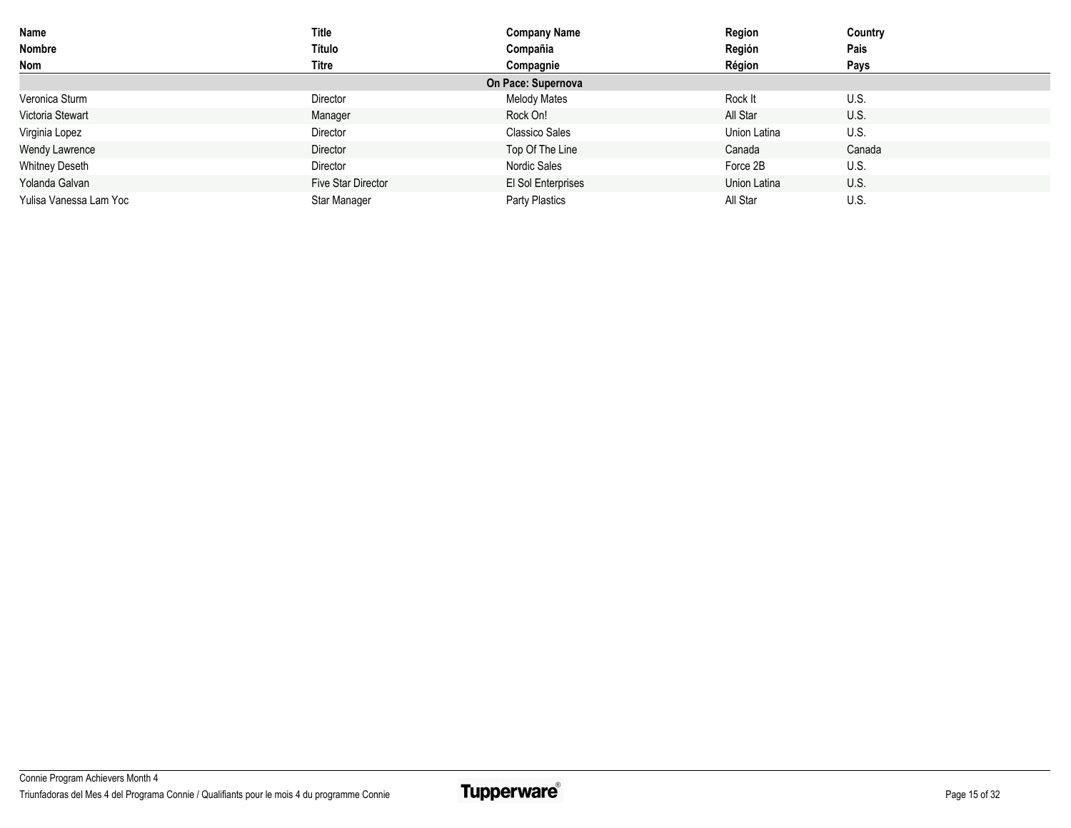| Name<br>Nombre<br>Nom | Title<br>Título<br>Titre | Company Name<br>Compañia<br>Compagnie | Region<br>Región<br>Région | Country<br>Pais<br>Pays |
|---|---|---|---|---|
| | | **On Pace: Supernova** | | |
| Veronica Sturm | Director | Melody Mates | Rock It | U.S. |
| Victoria Stewart | Manager | Rock On! | All Star | U.S. |
| Virginia Lopez | Director | Classico Sales | Union Latina | U.S. |
| Wendy Lawrence | Director | Top Of The Line | Canada | Canada |
| Whitney Deseth | Director | Nordic Sales | Force 2B | U.S. |
| Yolanda Galvan | Five Star Director | El Sol Enterprises | Union Latina | U.S. |
| Yulisa Vanessa Lam Yoc | Star Manager | Party Plastics | All Star | U.S. |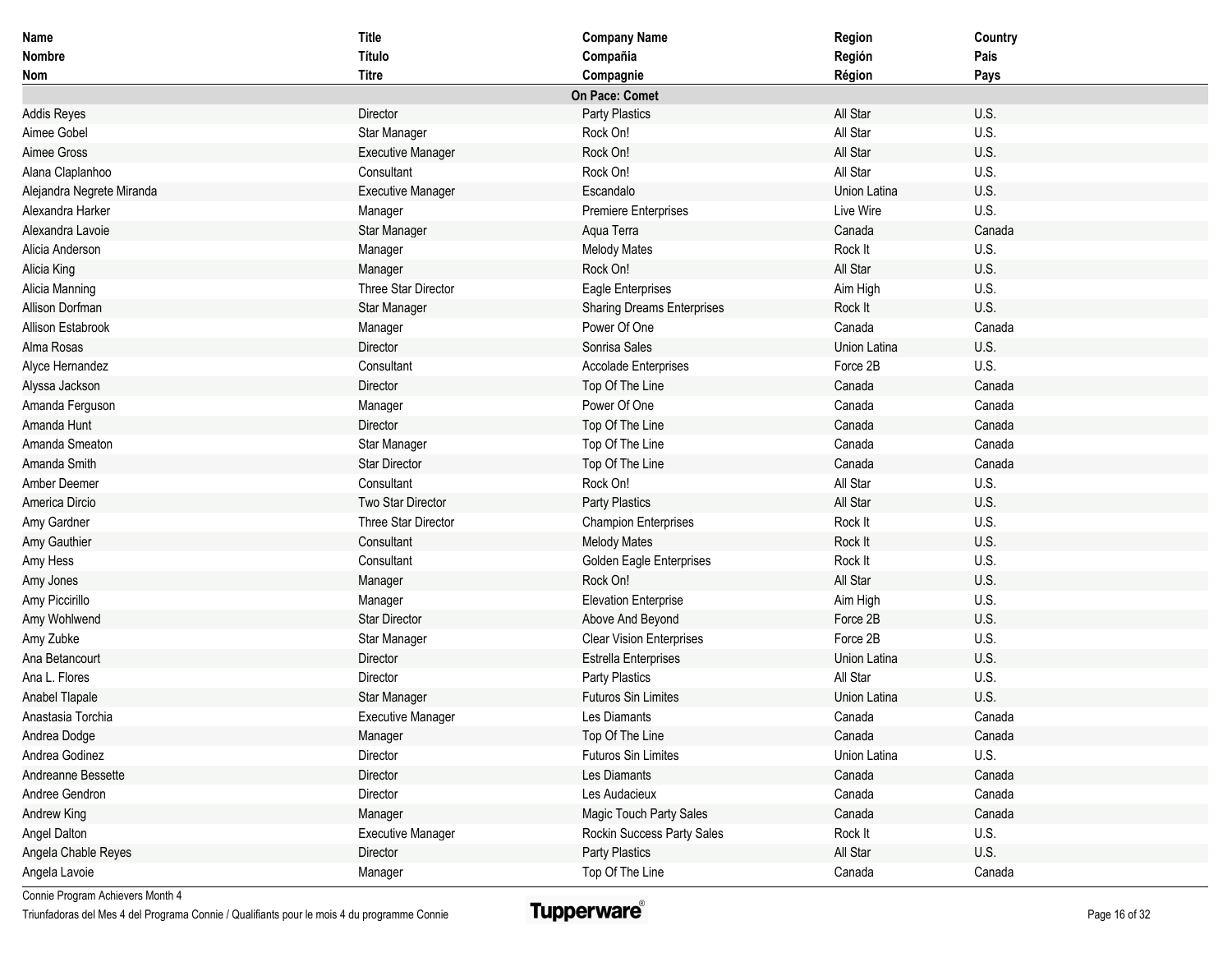| Name<br>Nombre<br>Nom | Title<br>Título<br>Titre | Company Name<br>Compañia<br>Compagnie | Region<br>Región<br>Région | Country<br>Pais<br>Pays |
|---|---|---|---|---|
| | | **On Pace: Comet** | | |
| Addis Reyes | Director | Party Plastics | All Star | U.S. |
| Aimee Gobel | Star Manager | Rock On! | All Star | U.S. |
| Aimee Gross | Executive Manager | Rock On! | All Star | U.S. |
| Alana Claplanhoo | Consultant | Rock On! | All Star | U.S. |
| Alejandra Negrete Miranda | Executive Manager | Escandalo | Union Latina | U.S. |
| Alexandra Harker | Manager | Premiere Enterprises | Live Wire | U.S. |
| Alexandra Lavoie | Star Manager | Aqua Terra | Canada | Canada |
| Alicia Anderson | Manager | Melody Mates | Rock It | U.S. |
| Alicia King | Manager | Rock On! | All Star | U.S. |
| Alicia Manning | Three Star Director | Eagle Enterprises | Aim High | U.S. |
| Allison Dorfman | Star Manager | Sharing Dreams Enterprises | Rock It | U.S. |
| Allison Estabrook | Manager | Power Of One | Canada | Canada |
| Alma Rosas | Director | Sonrisa Sales | Union Latina | U.S. |
| Alyce Hernandez | Consultant | Accolade Enterprises | Force 2B | U.S. |
| Alyssa Jackson | Director | Top Of The Line | Canada | Canada |
| Amanda Ferguson | Manager | Power Of One | Canada | Canada |
| Amanda Hunt | Director | Top Of The Line | Canada | Canada |
| Amanda Smeaton | Star Manager | Top Of The Line | Canada | Canada |
| Amanda Smith | Star Director | Top Of The Line | Canada | Canada |
| Amber Deemer | Consultant | Rock On! | All Star | U.S. |
| America Dircio | Two Star Director | Party Plastics | All Star | U.S. |
| Amy Gardner | Three Star Director | Champion Enterprises | Rock It | U.S. |
| Amy Gauthier | Consultant | Melody Mates | Rock It | U.S. |
| Amy Hess | Consultant | Golden Eagle Enterprises | Rock It | U.S. |
| Amy Jones | Manager | Rock On! | All Star | U.S. |
| Amy Piccirillo | Manager | Elevation Enterprise | Aim High | U.S. |
| Amy Wohlwend | Star Director | Above And Beyond | Force 2B | U.S. |
| Amy Zubke | Star Manager | Clear Vision Enterprises | Force 2B | U.S. |
| Ana Betancourt | Director | Estrella Enterprises | Union Latina | U.S. |
| Ana L. Flores | Director | Party Plastics | All Star | U.S. |
| Anabel Tlapale | Star Manager | Futuros Sin Limites | Union Latina | U.S. |
| Anastasia Torchia | Executive Manager | Les Diamants | Canada | Canada |
| Andrea Dodge | Manager | Top Of The Line | Canada | Canada |
| Andrea Godinez | Director | Futuros Sin Limites | Union Latina | U.S. |
| Andreanne Bessette | Director | Les Diamants | Canada | Canada |
| Andree Gendron | Director | Les Audacieux | Canada | Canada |
| Andrew King | Manager | Magic Touch Party Sales | Canada | Canada |
| Angel Dalton | Executive Manager | Rockin Success Party Sales | Rock It | U.S. |
| Angela Chable Reyes | Director | Party Plastics | All Star | U.S. |
| Angela Lavoie | Manager | Top Of The Line | Canada | Canada |

Connie Program Achievers Month 4

Triunfadoras del Mes 4 del Programa Connie / Qualifiants pour le mois 4 du programme Connie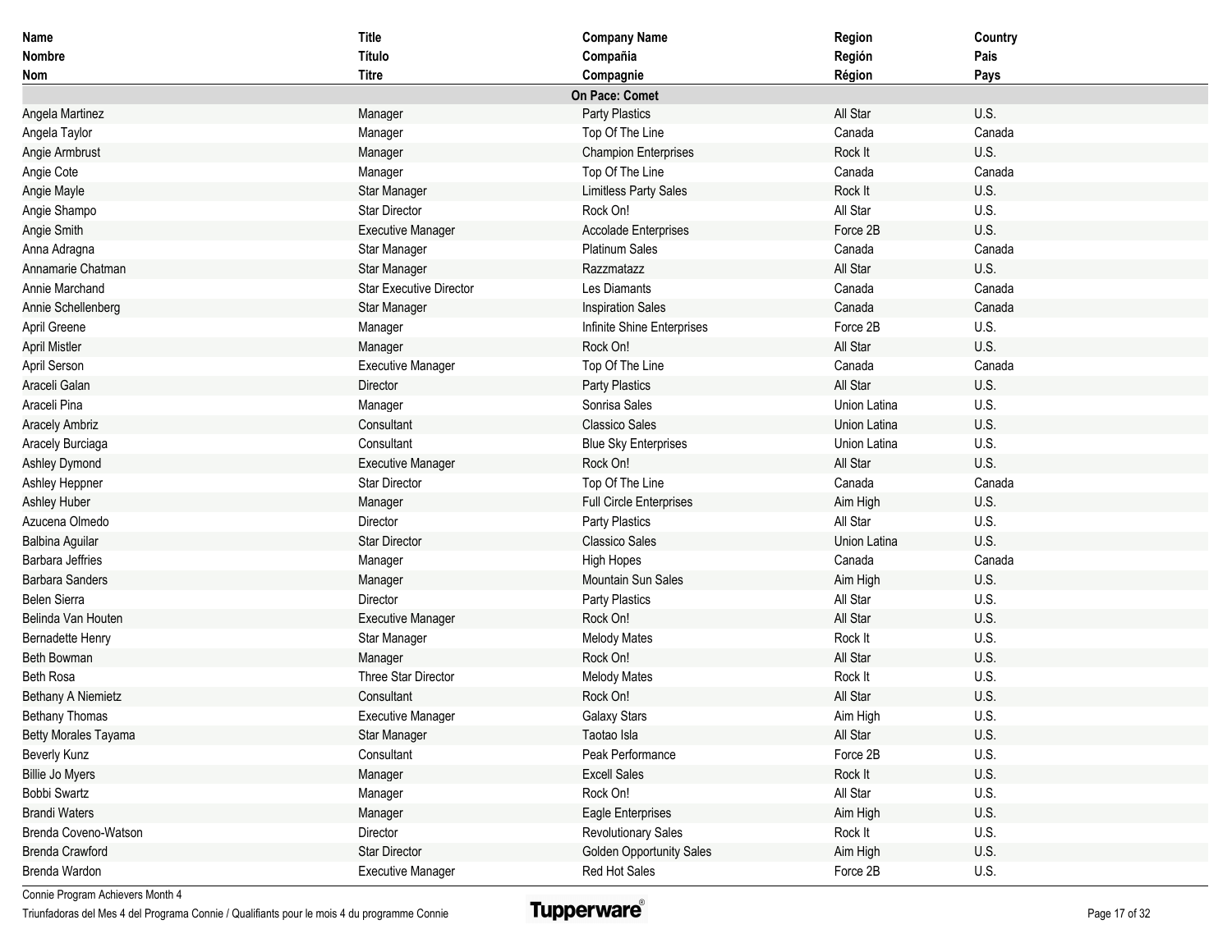| Name<br>Nombre<br>Nom | Title<br>Título<br>Titre | Company Name<br>Compañia<br>Compagnie | Region<br>Región<br>Région | Country<br>Pais<br>Pays |
|---|---|---|---|---|
| | | **On Pace: Comet** | | |
| Angela Martinez | Manager | Party Plastics | All Star | U.S. |
| Angela Taylor | Manager | Top Of The Line | Canada | Canada |
| Angie Armbrust | Manager | Champion Enterprises | Rock It | U.S. |
| Angie Cote | Manager | Top Of The Line | Canada | Canada |
| Angie Mayle | Star Manager | Limitless Party Sales | Rock It | U.S. |
| Angie Shampo | Star Director | Rock On! | All Star | U.S. |
| Angie Smith | Executive Manager | Accolade Enterprises | Force 2B | U.S. |
| Anna Adragna | Star Manager | Platinum Sales | Canada | Canada |
| Annamarie Chatman | Star Manager | Razzmatazz | All Star | U.S. |
| Annie Marchand | Star Executive Director | Les Diamants | Canada | Canada |
| Annie Schellenberg | Star Manager | Inspiration Sales | Canada | Canada |
| April Greene | Manager | Infinite Shine Enterprises | Force 2B | U.S. |
| April Mistler | Manager | Rock On! | All Star | U.S. |
| April Serson | Executive Manager | Top Of The Line | Canada | Canada |
| Araceli Galan | Director | Party Plastics | All Star | U.S. |
| Araceli Pina | Manager | Sonrisa Sales | Union Latina | U.S. |
| Aracely Ambriz | Consultant | Classico Sales | Union Latina | U.S. |
| Aracely Burciaga | Consultant | Blue Sky Enterprises | Union Latina | U.S. |
| Ashley Dymond | Executive Manager | Rock On! | All Star | U.S. |
| Ashley Heppner | Star Director | Top Of The Line | Canada | Canada |
| Ashley Huber | Manager | Full Circle Enterprises | Aim High | U.S. |
| Azucena Olmedo | Director | Party Plastics | All Star | U.S. |
| Balbina Aguilar | Star Director | Classico Sales | Union Latina | U.S. |
| Barbara Jeffries | Manager | High Hopes | Canada | Canada |
| Barbara Sanders | Manager | Mountain Sun Sales | Aim High | U.S. |
| Belen Sierra | Director | Party Plastics | All Star | U.S. |
| Belinda Van Houten | Executive Manager | Rock On! | All Star | U.S. |
| Bernadette Henry | Star Manager | Melody Mates | Rock It | U.S. |
| Beth Bowman | Manager | Rock On! | All Star | U.S. |
| Beth Rosa | Three Star Director | Melody Mates | Rock It | U.S. |
| Bethany A Niemietz | Consultant | Rock On! | All Star | U.S. |
| Bethany Thomas | Executive Manager | Galaxy Stars | Aim High | U.S. |
| Betty Morales Tayama | Star Manager | Taotao Isla | All Star | U.S. |
| Beverly Kunz | Consultant | Peak Performance | Force 2B | U.S. |
| Billie Jo Myers | Manager | Excell Sales | Rock It | U.S. |
| Bobbi Swartz | Manager | Rock On! | All Star | U.S. |
| Brandi Waters | Manager | Eagle Enterprises | Aim High | U.S. |
| Brenda Coveno-Watson | Director | Revolutionary Sales | Rock It | U.S. |
| Brenda Crawford | Star Director | Golden Opportunity Sales | Aim High | U.S. |
| Brenda Wardon | Executive Manager | Red Hot Sales | Force 2B | U.S. |

Connie Program Achievers Month 4
Triunfadoras del Mes 4 del Programa Connie / Qualifiants pour le mois 4 du programme Connie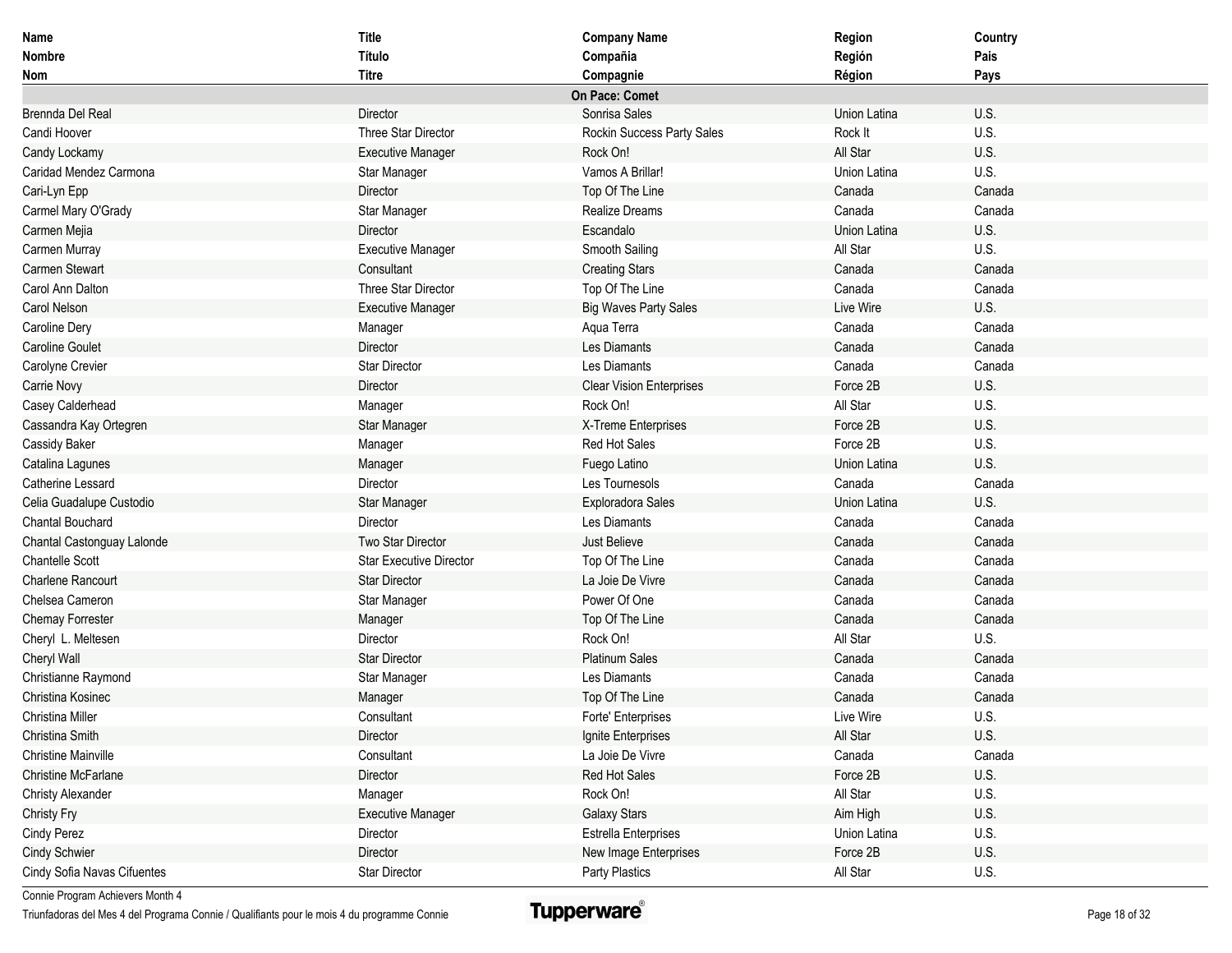| Name<br>Nombre<br>Nom | Title<br>Título<br>Titre | Company Name<br>Compañia<br>Compagnie | Region<br>Región<br>Région | Country<br>Pais<br>Pays |
|---|---|---|---|---|
| | | **On Pace: Comet** | | |
| Brennda Del Real | Director | Sonrisa Sales | Union Latina | U.S. |
| Candi Hoover | Three Star Director | Rockin Success Party Sales | Rock It | U.S. |
| Candy Lockamy | Executive Manager | Rock On! | All Star | U.S. |
| Caridad Mendez Carmona | Star Manager | Vamos A Brillar! | Union Latina | U.S. |
| Cari-Lyn Epp | Director | Top Of The Line | Canada | Canada |
| Carmel Mary O'Grady | Star Manager | Realize Dreams | Canada | Canada |
| Carmen Mejia | Director | Escandalo | Union Latina | U.S. |
| Carmen Murray | Executive Manager | Smooth Sailing | All Star | U.S. |
| Carmen Stewart | Consultant | Creating Stars | Canada | Canada |
| Carol Ann Dalton | Three Star Director | Top Of The Line | Canada | Canada |
| Carol Nelson | Executive Manager | Big Waves Party Sales | Live Wire | U.S. |
| Caroline Dery | Manager | Aqua Terra | Canada | Canada |
| Caroline Goulet | Director | Les Diamants | Canada | Canada |
| Carolyne Crevier | Star Director | Les Diamants | Canada | Canada |
| Carrie Novy | Director | Clear Vision Enterprises | Force 2B | U.S. |
| Casey Calderhead | Manager | Rock On! | All Star | U.S. |
| Cassandra Kay Ortegren | Star Manager | X-Treme Enterprises | Force 2B | U.S. |
| Cassidy Baker | Manager | Red Hot Sales | Force 2B | U.S. |
| Catalina Lagunes | Manager | Fuego Latino | Union Latina | U.S. |
| Catherine Lessard | Director | Les Tournesols | Canada | Canada |
| Celia Guadalupe Custodio | Star Manager | Exploradora Sales | Union Latina | U.S. |
| Chantal Bouchard | Director | Les Diamants | Canada | Canada |
| Chantal Castonguay Lalonde | Two Star Director | Just Believe | Canada | Canada |
| Chantelle Scott | Star Executive Director | Top Of The Line | Canada | Canada |
| Charlene Rancourt | Star Director | La Joie De Vivre | Canada | Canada |
| Chelsea Cameron | Star Manager | Power Of One | Canada | Canada |
| Chemay Forrester | Manager | Top Of The Line | Canada | Canada |
| Cheryl L. Meltesen | Director | Rock On! | All Star | U.S. |
| Cheryl Wall | Star Director | Platinum Sales | Canada | Canada |
| Christianne Raymond | Star Manager | Les Diamants | Canada | Canada |
| Christina Kosinec | Manager | Top Of The Line | Canada | Canada |
| Christina Miller | Consultant | Forte' Enterprises | Live Wire | U.S. |
| Christina Smith | Director | Ignite Enterprises | All Star | U.S. |
| Christine Mainville | Consultant | La Joie De Vivre | Canada | Canada |
| Christine McFarlane | Director | Red Hot Sales | Force 2B | U.S. |
| Christy Alexander | Manager | Rock On! | All Star | U.S. |
| Christy Fry | Executive Manager | Galaxy Stars | Aim High | U.S. |
| Cindy Perez | Director | Estrella Enterprises | Union Latina | U.S. |
| Cindy Schwier | Director | New Image Enterprises | Force 2B | U.S. |
| Cindy Sofia Navas Cifuentes | Star Director | Party Plastics | All Star | U.S. |

Connie Program Achievers Month 4

Triunfadoras del Mes 4 del Programa Connie / Qualifiants pour le mois 4 du programme Connie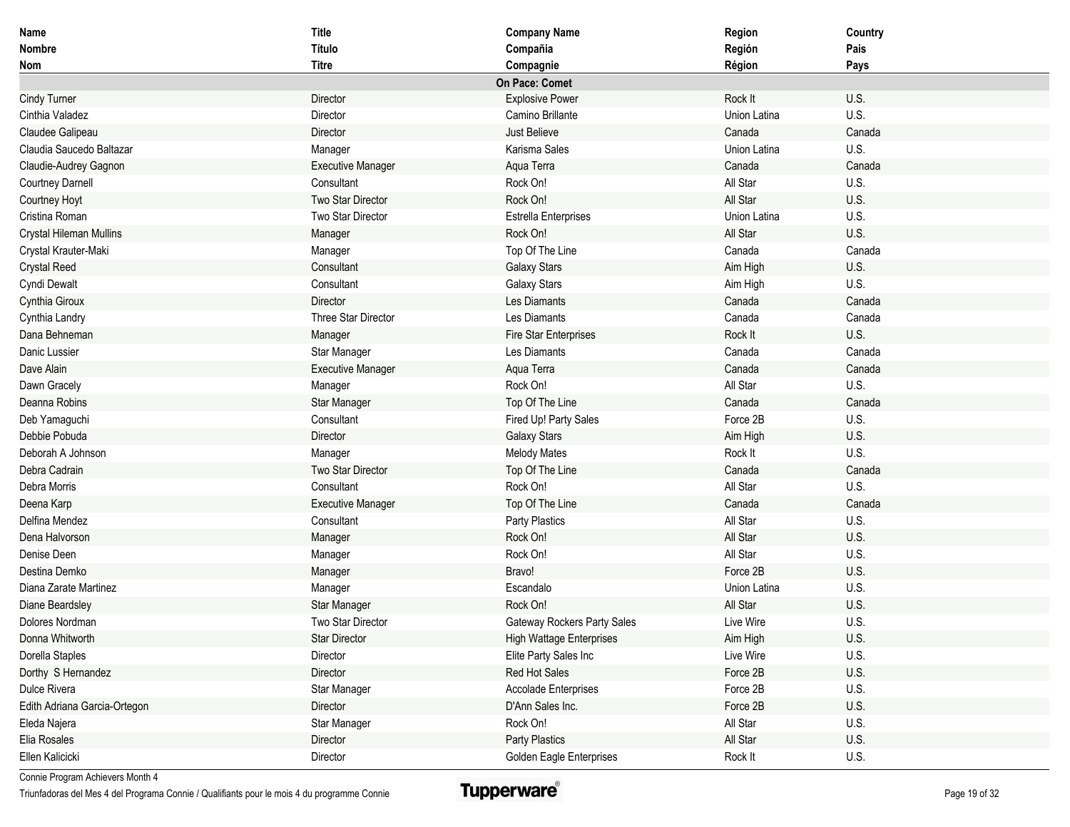| Name<br>Nombre<br>Nom | Title<br>Título<br>Titre | Company Name<br>Compañia<br>Compagnie | Region<br>Región<br>Région | Country<br>Pais<br>Pays |
|---|---|---|---|---|
| | | **On Pace: Comet** | | |
| Cindy Turner | Director | Explosive Power | Rock It | U.S. |
| Cinthia Valadez | Director | Camino Brillante | Union Latina | U.S. |
| Claudee Galipeau | Director | Just Believe | Canada | Canada |
| Claudia Saucedo Baltazar | Manager | Karisma Sales | Union Latina | U.S. |
| Claudie-Audrey Gagnon | Executive Manager | Aqua Terra | Canada | Canada |
| Courtney Darnell | Consultant | Rock On! | All Star | U.S. |
| Courtney Hoyt | Two Star Director | Rock On! | All Star | U.S. |
| Cristina Roman | Two Star Director | Estrella Enterprises | Union Latina | U.S. |
| Crystal Hileman Mullins | Manager | Rock On! | All Star | U.S. |
| Crystal Krauter-Maki | Manager | Top Of The Line | Canada | Canada |
| Crystal Reed | Consultant | Galaxy Stars | Aim High | U.S. |
| Cyndi Dewalt | Consultant | Galaxy Stars | Aim High | U.S. |
| Cynthia Giroux | Director | Les Diamants | Canada | Canada |
| Cynthia Landry | Three Star Director | Les Diamants | Canada | Canada |
| Dana Behneman | Manager | Fire Star Enterprises | Rock It | U.S. |
| Danic Lussier | Star Manager | Les Diamants | Canada | Canada |
| Dave Alain | Executive Manager | Aqua Terra | Canada | Canada |
| Dawn Gracely | Manager | Rock On! | All Star | U.S. |
| Deanna Robins | Star Manager | Top Of The Line | Canada | Canada |
| Deb Yamaguchi | Consultant | Fired Up! Party Sales | Force 2B | U.S. |
| Debbie Pobuda | Director | Galaxy Stars | Aim High | U.S. |
| Deborah A Johnson | Manager | Melody Mates | Rock It | U.S. |
| Debra Cadrain | Two Star Director | Top Of The Line | Canada | Canada |
| Debra Morris | Consultant | Rock On! | All Star | U.S. |
| Deena Karp | Executive Manager | Top Of The Line | Canada | Canada |
| Delfina Mendez | Consultant | Party Plastics | All Star | U.S. |
| Dena Halvorson | Manager | Rock On! | All Star | U.S. |
| Denise Deen | Manager | Rock On! | All Star | U.S. |
| Destina Demko | Manager | Bravo! | Force 2B | U.S. |
| Diana Zarate Martinez | Manager | Escandalo | Union Latina | U.S. |
| Diane Beardsley | Star Manager | Rock On! | All Star | U.S. |
| Dolores Nordman | Two Star Director | Gateway Rockers Party Sales | Live Wire | U.S. |
| Donna Whitworth | Star Director | High Wattage Enterprises | Aim High | U.S. |
| Dorella Staples | Director | Elite Party Sales Inc | Live Wire | U.S. |
| Dorthy S Hernandez | Director | Red Hot Sales | Force 2B | U.S. |
| Dulce Rivera | Star Manager | Accolade Enterprises | Force 2B | U.S. |
| Edith Adriana Garcia-Ortegon | Director | D'Ann Sales Inc. | Force 2B | U.S. |
| Eleda Najera | Star Manager | Rock On! | All Star | U.S. |
| Elia Rosales | Director | Party Plastics | All Star | U.S. |
| Ellen Kalicicki | Director | Golden Eagle Enterprises | Rock It | U.S. |

Connie Program Achievers Month 4

Triunfadoras del Mes 4 del Programa Connie / Qualifiants pour le mois 4 du programme Connie

Tupperware®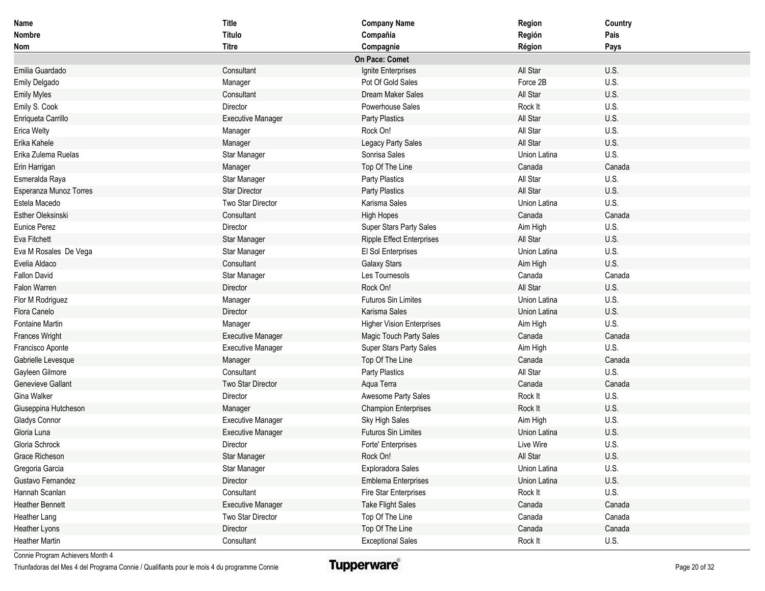| Name<br>Nombre<br>Nom | Title<br>Título<br>Titre | Company Name<br>Compañia<br>Compagnie | Region<br>Región<br>Région | Country<br>Pais<br>Pays |
|---|---|---|---|---|
| | | **On Pace: Comet** | | |
| Emilia Guardado | Consultant | Ignite Enterprises | All Star | U.S. |
| Emily Delgado | Manager | Pot Of Gold Sales | Force 2B | U.S. |
| Emily Myles | Consultant | Dream Maker Sales | All Star | U.S. |
| Emily S. Cook | Director | Powerhouse Sales | Rock It | U.S. |
| Enriqueta Carrillo | Executive Manager | Party Plastics | All Star | U.S. |
| Erica Welty | Manager | Rock On! | All Star | U.S. |
| Erika Kahele | Manager | Legacy Party Sales | All Star | U.S. |
| Erika Zulema Ruelas | Star Manager | Sonrisa Sales | Union Latina | U.S. |
| Erin Harrigan | Manager | Top Of The Line | Canada | Canada |
| Esmeralda Raya | Star Manager | Party Plastics | All Star | U.S. |
| Esperanza Munoz Torres | Star Director | Party Plastics | All Star | U.S. |
| Estela Macedo | Two Star Director | Karisma Sales | Union Latina | U.S. |
| Esther Oleksinski | Consultant | High Hopes | Canada | Canada |
| Eunice Perez | Director | Super Stars Party Sales | Aim High | U.S. |
| Eva Fitchett | Star Manager | Ripple Effect Enterprises | All Star | U.S. |
| Eva M Rosales De Vega | Star Manager | El Sol Enterprises | Union Latina | U.S. |
| Evelia Aldaco | Consultant | Galaxy Stars | Aim High | U.S. |
| Fallon David | Star Manager | Les Tournesols | Canada | Canada |
| Falon Warren | Director | Rock On! | All Star | U.S. |
| Flor M Rodriguez | Manager | Futuros Sin Limites | Union Latina | U.S. |
| Flora Canelo | Director | Karisma Sales | Union Latina | U.S. |
| Fontaine Martin | Manager | Higher Vision Enterprises | Aim High | U.S. |
| Frances Wright | Executive Manager | Magic Touch Party Sales | Canada | Canada |
| Francisco Aponte | Executive Manager | Super Stars Party Sales | Aim High | U.S. |
| Gabrielle Levesque | Manager | Top Of The Line | Canada | Canada |
| Gayleen Gilmore | Consultant | Party Plastics | All Star | U.S. |
| Genevieve Gallant | Two Star Director | Aqua Terra | Canada | Canada |
| Gina Walker | Director | Awesome Party Sales | Rock It | U.S. |
| Giuseppina Hutcheson | Manager | Champion Enterprises | Rock It | U.S. |
| Gladys Connor | Executive Manager | Sky High Sales | Aim High | U.S. |
| Gloria Luna | Executive Manager | Futuros Sin Limites | Union Latina | U.S. |
| Gloria Schrock | Director | Forte' Enterprises | Live Wire | U.S. |
| Grace Richeson | Star Manager | Rock On! | All Star | U.S. |
| Gregoria Garcia | Star Manager | Exploradora Sales | Union Latina | U.S. |
| Gustavo Fernandez | Director | Emblema Enterprises | Union Latina | U.S. |
| Hannah Scanlan | Consultant | Fire Star Enterprises | Rock It | U.S. |
| Heather Bennett | Executive Manager | Take Flight Sales | Canada | Canada |
| Heather Lang | Two Star Director | Top Of The Line | Canada | Canada |
| Heather Lyons | Director | Top Of The Line | Canada | Canada |
| Heather Martin | Consultant | Exceptional Sales | Rock It | U.S. |

Connie Program Achievers Month 4
Triunfadoras del Mes 4 del Programa Connie / Qualifiants pour le mois 4 du programme Connie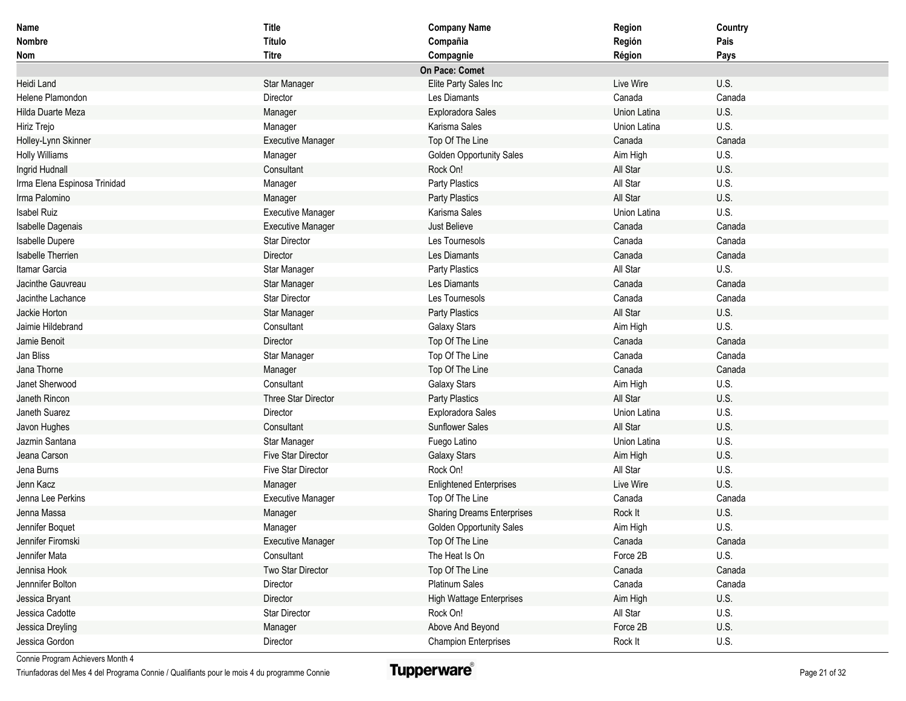| Name<br>Nombre<br>Nom | Title<br>Título<br>Titre | Company Name<br>Compañia<br>Compagnie | Region<br>Región<br>Région | Country<br>Pais<br>Pays |
|---|---|---|---|---|
| | | **On Pace: Comet** | | |
| Heidi Land | Star Manager | Elite Party Sales Inc | Live Wire | U.S. |
| Helene Plamondon | Director | Les Diamants | Canada | Canada |
| Hilda Duarte Meza | Manager | Exploradora Sales | Union Latina | U.S. |
| Hiriz Trejo | Manager | Karisma Sales | Union Latina | U.S. |
| Holley-Lynn Skinner | Executive Manager | Top Of The Line | Canada | Canada |
| Holly Williams | Manager | Golden Opportunity Sales | Aim High | U.S. |
| Ingrid Hudnall | Consultant | Rock On! | All Star | U.S. |
| Irma Elena Espinosa Trinidad | Manager | Party Plastics | All Star | U.S. |
| Irma Palomino | Manager | Party Plastics | All Star | U.S. |
| Isabel Ruiz | Executive Manager | Karisma Sales | Union Latina | U.S. |
| Isabelle Dagenais | Executive Manager | Just Believe | Canada | Canada |
| Isabelle Dupere | Star Director | Les Tournesols | Canada | Canada |
| Isabelle Therrien | Director | Les Diamants | Canada | Canada |
| Itamar Garcia | Star Manager | Party Plastics | All Star | U.S. |
| Jacinthe Gauvreau | Star Manager | Les Diamants | Canada | Canada |
| Jacinthe Lachance | Star Director | Les Tournesols | Canada | Canada |
| Jackie Horton | Star Manager | Party Plastics | All Star | U.S. |
| Jaimie Hildebrand | Consultant | Galaxy Stars | Aim High | U.S. |
| Jamie Benoit | Director | Top Of The Line | Canada | Canada |
| Jan Bliss | Star Manager | Top Of The Line | Canada | Canada |
| Jana Thorne | Manager | Top Of The Line | Canada | Canada |
| Janet Sherwood | Consultant | Galaxy Stars | Aim High | U.S. |
| Janeth Rincon | Three Star Director | Party Plastics | All Star | U.S. |
| Janeth Suarez | Director | Exploradora Sales | Union Latina | U.S. |
| Javon Hughes | Consultant | Sunflower Sales | All Star | U.S. |
| Jazmin Santana | Star Manager | Fuego Latino | Union Latina | U.S. |
| Jeana Carson | Five Star Director | Galaxy Stars | Aim High | U.S. |
| Jena Burns | Five Star Director | Rock On! | All Star | U.S. |
| Jenn Kacz | Manager | Enlightened Enterprises | Live Wire | U.S. |
| Jenna Lee Perkins | Executive Manager | Top Of The Line | Canada | Canada |
| Jenna Massa | Manager | Sharing Dreams Enterprises | Rock It | U.S. |
| Jennifer Boquet | Manager | Golden Opportunity Sales | Aim High | U.S. |
| Jennifer Firomski | Executive Manager | Top Of The Line | Canada | Canada |
| Jennifer Mata | Consultant | The Heat Is On | Force 2B | U.S. |
| Jennisa Hook | Two Star Director | Top Of The Line | Canada | Canada |
| Jennnifer Bolton | Director | Platinum Sales | Canada | Canada |
| Jessica Bryant | Director | High Wattage Enterprises | Aim High | U.S. |
| Jessica Cadotte | Star Director | Rock On! | All Star | U.S. |
| Jessica Dreyling | Manager | Above And Beyond | Force 2B | U.S. |
| Jessica Gordon | Director | Champion Enterprises | Rock It | U.S. |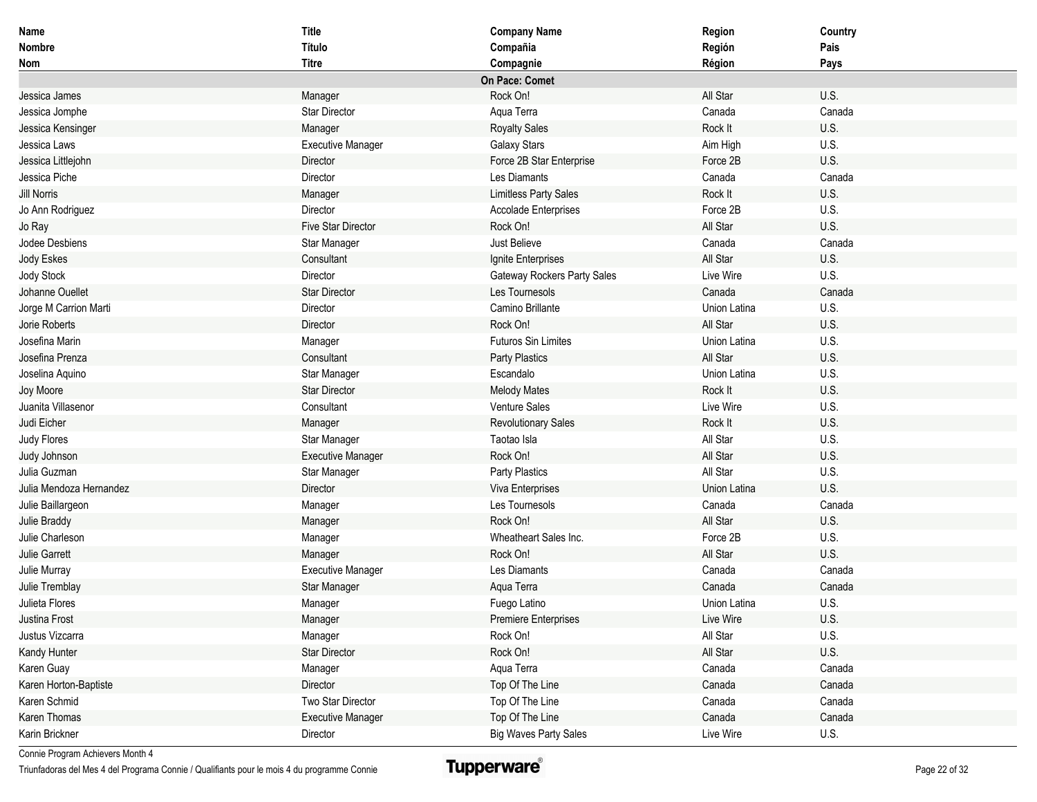| Name<br>Nombre<br>Nom | Title<br>Título<br>Titre | Company Name<br>Compañia<br>Compagnie | Region<br>Región<br>Région | Country<br>Pais<br>Pays |
|---|---|---|---|---|
| | | **On Pace: Comet** | | |
| Jessica James | Manager | Rock On! | All Star | U.S. |
| Jessica Jomphe | Star Director | Aqua Terra | Canada | Canada |
| Jessica Kensinger | Manager | Royalty Sales | Rock It | U.S. |
| Jessica Laws | Executive Manager | Galaxy Stars | Aim High | U.S. |
| Jessica Littlejohn | Director | Force 2B Star Enterprise | Force 2B | U.S. |
| Jessica Piche | Director | Les Diamants | Canada | Canada |
| Jill Norris | Manager | Limitless Party Sales | Rock It | U.S. |
| Jo Ann Rodriguez | Director | Accolade Enterprises | Force 2B | U.S. |
| Jo Ray | Five Star Director | Rock On! | All Star | U.S. |
| Jodee Desbiens | Star Manager | Just Believe | Canada | Canada |
| Jody Eskes | Consultant | Ignite Enterprises | All Star | U.S. |
| Jody Stock | Director | Gateway Rockers Party Sales | Live Wire | U.S. |
| Johanne Ouellet | Star Director | Les Tournesols | Canada | Canada |
| Jorge M Carrion Marti | Director | Camino Brillante | Union Latina | U.S. |
| Jorie Roberts | Director | Rock On! | All Star | U.S. |
| Josefina Marin | Manager | Futuros Sin Limites | Union Latina | U.S. |
| Josefina Prenza | Consultant | Party Plastics | All Star | U.S. |
| Joselina Aquino | Star Manager | Escandalo | Union Latina | U.S. |
| Joy Moore | Star Director | Melody Mates | Rock It | U.S. |
| Juanita Villasenor | Consultant | Venture Sales | Live Wire | U.S. |
| Judi Eicher | Manager | Revolutionary Sales | Rock It | U.S. |
| Judy Flores | Star Manager | Taotao Isla | All Star | U.S. |
| Judy Johnson | Executive Manager | Rock On! | All Star | U.S. |
| Julia Guzman | Star Manager | Party Plastics | All Star | U.S. |
| Julia Mendoza Hernandez | Director | Viva Enterprises | Union Latina | U.S. |
| Julie Baillargeon | Manager | Les Tournesols | Canada | Canada |
| Julie Braddy | Manager | Rock On! | All Star | U.S. |
| Julie Charleson | Manager | Wheatheart Sales Inc. | Force 2B | U.S. |
| Julie Garrett | Manager | Rock On! | All Star | U.S. |
| Julie Murray | Executive Manager | Les Diamants | Canada | Canada |
| Julie Tremblay | Star Manager | Aqua Terra | Canada | Canada |
| Julieta Flores | Manager | Fuego Latino | Union Latina | U.S. |
| Justina Frost | Manager | Premiere Enterprises | Live Wire | U.S. |
| Justus Vizcarra | Manager | Rock On! | All Star | U.S. |
| Kandy Hunter | Star Director | Rock On! | All Star | U.S. |
| Karen Guay | Manager | Aqua Terra | Canada | Canada |
| Karen Horton-Baptiste | Director | Top Of The Line | Canada | Canada |
| Karen Schmid | Two Star Director | Top Of The Line | Canada | Canada |
| Karen Thomas | Executive Manager | Top Of The Line | Canada | Canada |
| Karin Brickner | Director | Big Waves Party Sales | Live Wire | U.S. |

Connie Program Achievers Month 4
Triunfadoras del Mes 4 del Programa Connie / Qualifiants pour le mois 4 du programme Connie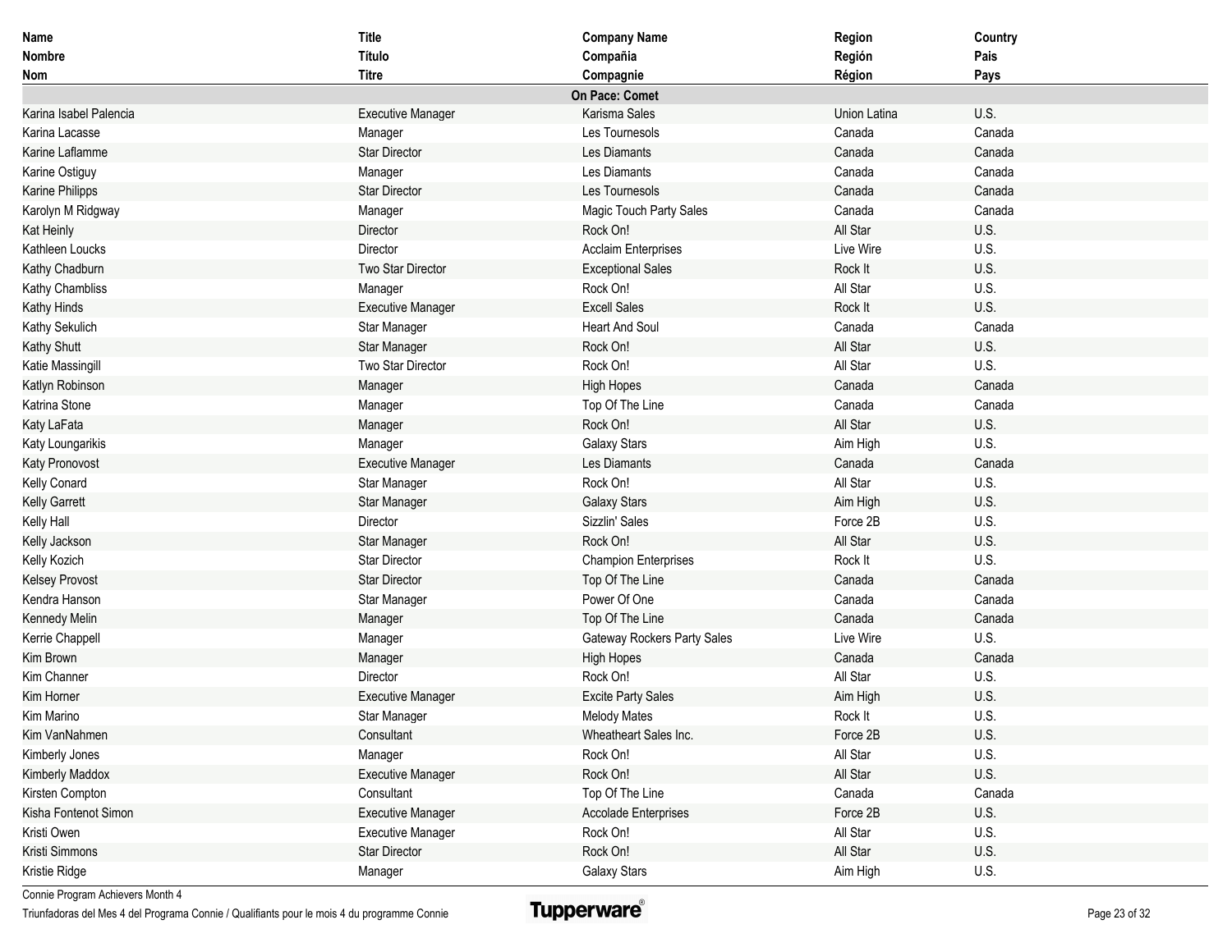| Name<br>Nombre<br>Nom | Title<br>Título<br>Titre | Company Name<br>Compañia<br>Compagnie | Region<br>Región<br>Région | Country<br>Pais<br>Pays |
|---|---|---|---|---|
| | | **On Pace: Comet** | | |
| Karina Isabel Palencia | Executive Manager | Karisma Sales | Union Latina | U.S. |
| Karina Lacasse | Manager | Les Tournesols | Canada | Canada |
| Karine Laflamme | Star Director | Les Diamants | Canada | Canada |
| Karine Ostiguy | Manager | Les Diamants | Canada | Canada |
| Karine Philipps | Star Director | Les Tournesols | Canada | Canada |
| Karolyn M Ridgway | Manager | Magic Touch Party Sales | Canada | Canada |
| Kat Heinly | Director | Rock On! | All Star | U.S. |
| Kathleen Loucks | Director | Acclaim Enterprises | Live Wire | U.S. |
| Kathy Chadburn | Two Star Director | Exceptional Sales | Rock It | U.S. |
| Kathy Chambliss | Manager | Rock On! | All Star | U.S. |
| Kathy Hinds | Executive Manager | Excell Sales | Rock It | U.S. |
| Kathy Sekulich | Star Manager | Heart And Soul | Canada | Canada |
| Kathy Shutt | Star Manager | Rock On! | All Star | U.S. |
| Katie Massingill | Two Star Director | Rock On! | All Star | U.S. |
| Katlyn Robinson | Manager | High Hopes | Canada | Canada |
| Katrina Stone | Manager | Top Of The Line | Canada | Canada |
| Katy LaFata | Manager | Rock On! | All Star | U.S. |
| Katy Loungarikis | Manager | Galaxy Stars | Aim High | U.S. |
| Katy Pronovost | Executive Manager | Les Diamants | Canada | Canada |
| Kelly Conard | Star Manager | Rock On! | All Star | U.S. |
| Kelly Garrett | Star Manager | Galaxy Stars | Aim High | U.S. |
| Kelly Hall | Director | Sizzlin' Sales | Force 2B | U.S. |
| Kelly Jackson | Star Manager | Rock On! | All Star | U.S. |
| Kelly Kozich | Star Director | Champion Enterprises | Rock It | U.S. |
| Kelsey Provost | Star Director | Top Of The Line | Canada | Canada |
| Kendra Hanson | Star Manager | Power Of One | Canada | Canada |
| Kennedy Melin | Manager | Top Of The Line | Canada | Canada |
| Kerrie Chappell | Manager | Gateway Rockers Party Sales | Live Wire | U.S. |
| Kim Brown | Manager | High Hopes | Canada | Canada |
| Kim Channer | Director | Rock On! | All Star | U.S. |
| Kim Horner | Executive Manager | Excite Party Sales | Aim High | U.S. |
| Kim Marino | Star Manager | Melody Mates | Rock It | U.S. |
| Kim VanNahmen | Consultant | Wheatheart Sales Inc. | Force 2B | U.S. |
| Kimberly Jones | Manager | Rock On! | All Star | U.S. |
| Kimberly Maddox | Executive Manager | Rock On! | All Star | U.S. |
| Kirsten Compton | Consultant | Top Of The Line | Canada | Canada |
| Kisha Fontenot Simon | Executive Manager | Accolade Enterprises | Force 2B | U.S. |
| Kristi Owen | Executive Manager | Rock On! | All Star | U.S. |
| Kristi Simmons | Star Director | Rock On! | All Star | U.S. |
| Kristie Ridge | Manager | Galaxy Stars | Aim High | U.S. |

Connie Program Achievers Month 4

Triunfadoras del Mes 4 del Programa Connie / Qualifiants pour le mois 4 du programme Connie

Tupperware®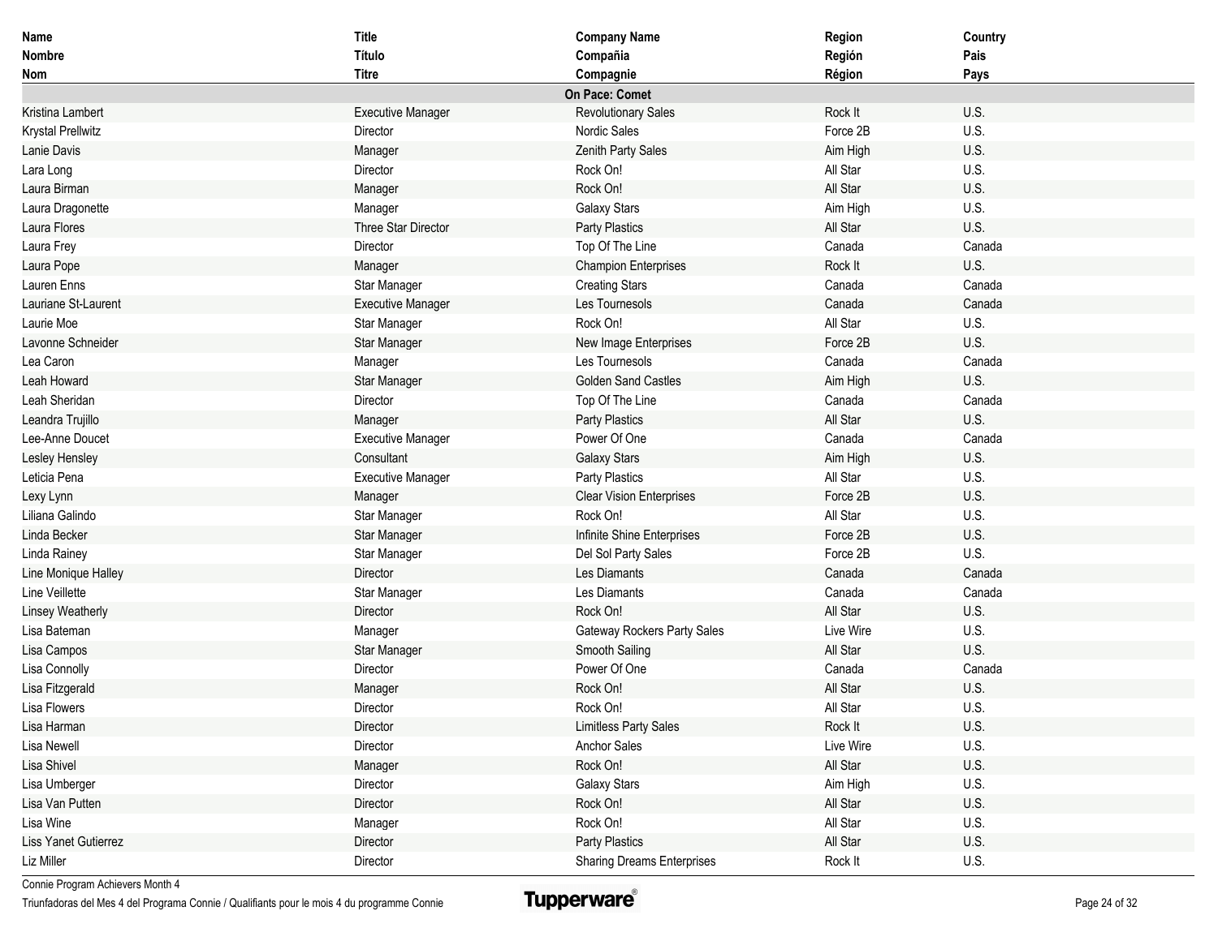| Name<br>Nombre<br>Nom | Title<br>Título<br>Titre | Company Name<br>Compañia<br>Compagnie | Region<br>Región<br>Région | Country<br>Pais<br>Pays |
|---|---|---|---|---|
| | | **On Pace: Comet** | | |
| Kristina Lambert | Executive Manager | Revolutionary Sales | Rock It | U.S. |
| Krystal Prellwitz | Director | Nordic Sales | Force 2B | U.S. |
| Lanie Davis | Manager | Zenith Party Sales | Aim High | U.S. |
| Lara Long | Director | Rock On! | All Star | U.S. |
| Laura Birman | Manager | Rock On! | All Star | U.S. |
| Laura Dragonette | Manager | Galaxy Stars | Aim High | U.S. |
| Laura Flores | Three Star Director | Party Plastics | All Star | U.S. |
| Laura Frey | Director | Top Of The Line | Canada | Canada |
| Laura Pope | Manager | Champion Enterprises | Rock It | U.S. |
| Lauren Enns | Star Manager | Creating Stars | Canada | Canada |
| Lauriane St-Laurent | Executive Manager | Les Tournesols | Canada | Canada |
| Laurie Moe | Star Manager | Rock On! | All Star | U.S. |
| Lavonne Schneider | Star Manager | New Image Enterprises | Force 2B | U.S. |
| Lea Caron | Manager | Les Tournesols | Canada | Canada |
| Leah Howard | Star Manager | Golden Sand Castles | Aim High | U.S. |
| Leah Sheridan | Director | Top Of The Line | Canada | Canada |
| Leandra Trujillo | Manager | Party Plastics | All Star | U.S. |
| Lee-Anne Doucet | Executive Manager | Power Of One | Canada | Canada |
| Lesley Hensley | Consultant | Galaxy Stars | Aim High | U.S. |
| Leticia Pena | Executive Manager | Party Plastics | All Star | U.S. |
| Lexy Lynn | Manager | Clear Vision Enterprises | Force 2B | U.S. |
| Liliana Galindo | Star Manager | Rock On! | All Star | U.S. |
| Linda Becker | Star Manager | Infinite Shine Enterprises | Force 2B | U.S. |
| Linda Rainey | Star Manager | Del Sol Party Sales | Force 2B | U.S. |
| Line Monique Halley | Director | Les Diamants | Canada | Canada |
| Line Veillette | Star Manager | Les Diamants | Canada | Canada |
| Linsey Weatherly | Director | Rock On! | All Star | U.S. |
| Lisa Bateman | Manager | Gateway Rockers Party Sales | Live Wire | U.S. |
| Lisa Campos | Star Manager | Smooth Sailing | All Star | U.S. |
| Lisa Connolly | Director | Power Of One | Canada | Canada |
| Lisa Fitzgerald | Manager | Rock On! | All Star | U.S. |
| Lisa Flowers | Director | Rock On! | All Star | U.S. |
| Lisa Harman | Director | Limitless Party Sales | Rock It | U.S. |
| Lisa Newell | Director | Anchor Sales | Live Wire | U.S. |
| Lisa Shivel | Manager | Rock On! | All Star | U.S. |
| Lisa Umberger | Director | Galaxy Stars | Aim High | U.S. |
| Lisa Van Putten | Director | Rock On! | All Star | U.S. |
| Lisa Wine | Manager | Rock On! | All Star | U.S. |
| Liss Yanet Gutierrez | Director | Party Plastics | All Star | U.S. |
| Liz Miller | Director | Sharing Dreams Enterprises | Rock It | U.S. |

Connie Program Achievers Month 4

Triunfadoras del Mes 4 del Programa Connie / Qualifiants pour le mois 4 du programme Connie

Tupperware®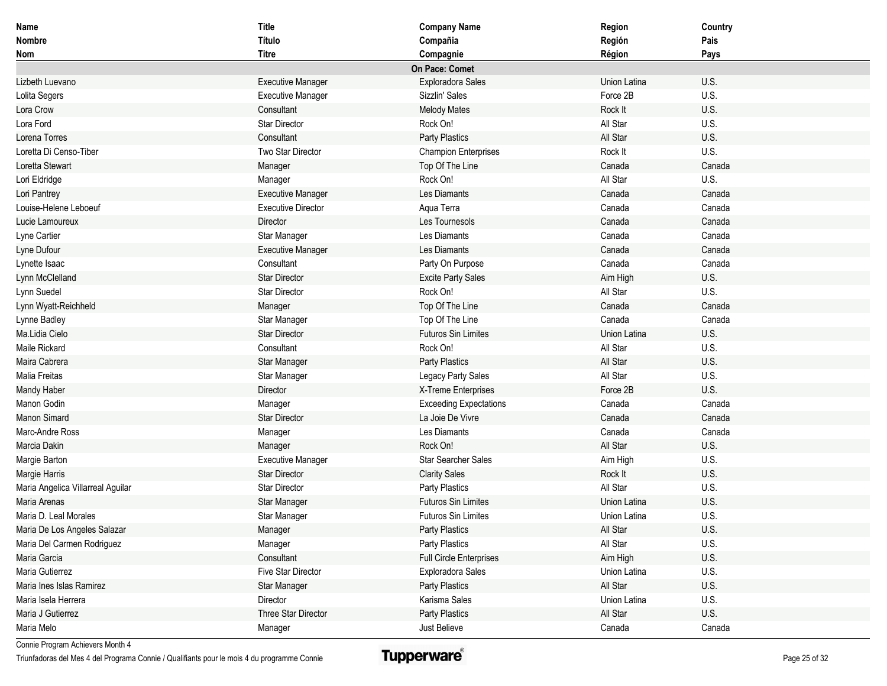| Name<br>Nombre<br>Nom | Title<br>Título<br>Titre | Company Name<br>Compañia<br>Compagnie | Region<br>Región<br>Région | Country<br>Pais<br>Pays |
|---|---|---|---|---|
| | | **On Pace: Comet** | | |
| Lizbeth Luevano | Executive Manager | Exploradora Sales | Union Latina | U.S. |
| Lolita Segers | Executive Manager | Sizzlin' Sales | Force 2B | U.S. |
| Lora Crow | Consultant | Melody Mates | Rock It | U.S. |
| Lora Ford | Star Director | Rock On! | All Star | U.S. |
| Lorena Torres | Consultant | Party Plastics | All Star | U.S. |
| Loretta Di Censo-Tiber | Two Star Director | Champion Enterprises | Rock It | U.S. |
| Loretta Stewart | Manager | Top Of The Line | Canada | Canada |
| Lori Eldridge | Manager | Rock On! | All Star | U.S. |
| Lori Pantrey | Executive Manager | Les Diamants | Canada | Canada |
| Louise-Helene Leboeuf | Executive Director | Aqua Terra | Canada | Canada |
| Lucie Lamoureux | Director | Les Tournesols | Canada | Canada |
| Lyne Cartier | Star Manager | Les Diamants | Canada | Canada |
| Lyne Dufour | Executive Manager | Les Diamants | Canada | Canada |
| Lynette Isaac | Consultant | Party On Purpose | Canada | Canada |
| Lynn McClelland | Star Director | Excite Party Sales | Aim High | U.S. |
| Lynn Suedel | Star Director | Rock On! | All Star | U.S. |
| Lynn Wyatt-Reichheld | Manager | Top Of The Line | Canada | Canada |
| Lynne Badley | Star Manager | Top Of The Line | Canada | Canada |
| Ma.Lidia Cielo | Star Director | Futuros Sin Limites | Union Latina | U.S. |
| Maile Rickard | Consultant | Rock On! | All Star | U.S. |
| Maira Cabrera | Star Manager | Party Plastics | All Star | U.S. |
| Malia Freitas | Star Manager | Legacy Party Sales | All Star | U.S. |
| Mandy Haber | Director | X-Treme Enterprises | Force 2B | U.S. |
| Manon Godin | Manager | Exceeding Expectations | Canada | Canada |
| Manon Simard | Star Director | La Joie De Vivre | Canada | Canada |
| Marc-Andre Ross | Manager | Les Diamants | Canada | Canada |
| Marcia Dakin | Manager | Rock On! | All Star | U.S. |
| Margie Barton | Executive Manager | Star Searcher Sales | Aim High | U.S. |
| Margie Harris | Star Director | Clarity Sales | Rock It | U.S. |
| Maria Angelica Villarreal Aguilar | Star Director | Party Plastics | All Star | U.S. |
| Maria Arenas | Star Manager | Futuros Sin Limites | Union Latina | U.S. |
| Maria D. Leal Morales | Star Manager | Futuros Sin Limites | Union Latina | U.S. |
| Maria De Los Angeles Salazar | Manager | Party Plastics | All Star | U.S. |
| Maria Del Carmen Rodriguez | Manager | Party Plastics | All Star | U.S. |
| Maria Garcia | Consultant | Full Circle Enterprises | Aim High | U.S. |
| Maria Gutierrez | Five Star Director | Exploradora Sales | Union Latina | U.S. |
| Maria Ines Islas Ramirez | Star Manager | Party Plastics | All Star | U.S. |
| Maria Isela Herrera | Director | Karisma Sales | Union Latina | U.S. |
| Maria J Gutierrez | Three Star Director | Party Plastics | All Star | U.S. |
| Maria Melo | Manager | Just Believe | Canada | Canada |

Connie Program Achievers Month 4
Triunfadoras del Mes 4 del Programa Connie / Qualifiants pour le mois 4 du programme Connie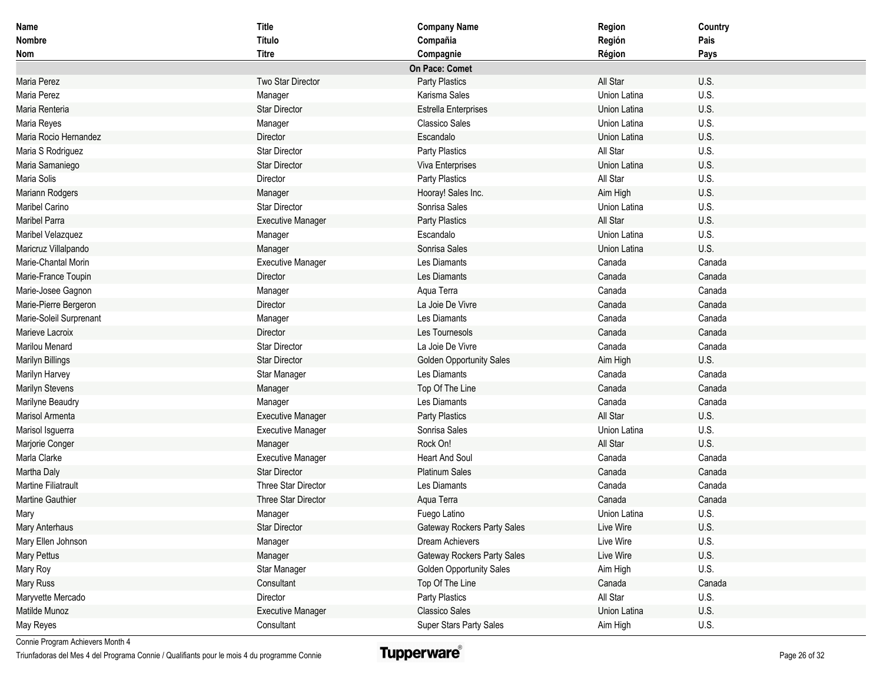| Name<br>Nombre<br>Nom | Title<br>Título<br>Titre | Company Name<br>Compañia<br>Compagnie | Region<br>Región<br>Région | Country<br>Pais<br>Pays |
|---|---|---|---|---|
| | | **On Pace: Comet** | | |
| Maria Perez | Two Star Director | Party Plastics | All Star | U.S. |
| Maria Perez | Manager | Karisma Sales | Union Latina | U.S. |
| Maria Renteria | Star Director | Estrella Enterprises | Union Latina | U.S. |
| Maria Reyes | Manager | Classico Sales | Union Latina | U.S. |
| Maria Rocio Hernandez | Director | Escandalo | Union Latina | U.S. |
| Maria S Rodriguez | Star Director | Party Plastics | All Star | U.S. |
| Maria Samaniego | Star Director | Viva Enterprises | Union Latina | U.S. |
| Maria Solis | Director | Party Plastics | All Star | U.S. |
| Mariann Rodgers | Manager | Hooray! Sales Inc. | Aim High | U.S. |
| Maribel Carino | Star Director | Sonrisa Sales | Union Latina | U.S. |
| Maribel Parra | Executive Manager | Party Plastics | All Star | U.S. |
| Maribel Velazquez | Manager | Escandalo | Union Latina | U.S. |
| Maricruz Villalpando | Manager | Sonrisa Sales | Union Latina | U.S. |
| Marie-Chantal Morin | Executive Manager | Les Diamants | Canada | Canada |
| Marie-France Toupin | Director | Les Diamants | Canada | Canada |
| Marie-Josee Gagnon | Manager | Aqua Terra | Canada | Canada |
| Marie-Pierre Bergeron | Director | La Joie De Vivre | Canada | Canada |
| Marie-Soleil Surprenant | Manager | Les Diamants | Canada | Canada |
| Marieve Lacroix | Director | Les Tournesols | Canada | Canada |
| Marilou Menard | Star Director | La Joie De Vivre | Canada | Canada |
| Marilyn Billings | Star Director | Golden Opportunity Sales | Aim High | U.S. |
| Marilyn Harvey | Star Manager | Les Diamants | Canada | Canada |
| Marilyn Stevens | Manager | Top Of The Line | Canada | Canada |
| Marilyne Beaudry | Manager | Les Diamants | Canada | Canada |
| Marisol Armenta | Executive Manager | Party Plastics | All Star | U.S. |
| Marisol Isguerra | Executive Manager | Sonrisa Sales | Union Latina | U.S. |
| Marjorie Conger | Manager | Rock On! | All Star | U.S. |
| Marla Clarke | Executive Manager | Heart And Soul | Canada | Canada |
| Martha Daly | Star Director | Platinum Sales | Canada | Canada |
| Martine Filiatrault | Three Star Director | Les Diamants | Canada | Canada |
| Martine Gauthier | Three Star Director | Aqua Terra | Canada | Canada |
| Mary | Manager | Fuego Latino | Union Latina | U.S. |
| Mary Anterhaus | Star Director | Gateway Rockers Party Sales | Live Wire | U.S. |
| Mary Ellen Johnson | Manager | Dream Achievers | Live Wire | U.S. |
| Mary Pettus | Manager | Gateway Rockers Party Sales | Live Wire | U.S. |
| Mary Roy | Star Manager | Golden Opportunity Sales | Aim High | U.S. |
| Mary Russ | Consultant | Top Of The Line | Canada | Canada |
| Maryvette Mercado | Director | Party Plastics | All Star | U.S. |
| Matilde Munoz | Executive Manager | Classico Sales | Union Latina | U.S. |
| May Reyes | Consultant | Super Stars Party Sales | Aim High | U.S. |

Connie Program Achievers Month 4

Triunfadoras del Mes 4 del Programa Connie / Qualifiants pour le mois 4 du programme Connie

Tupperware®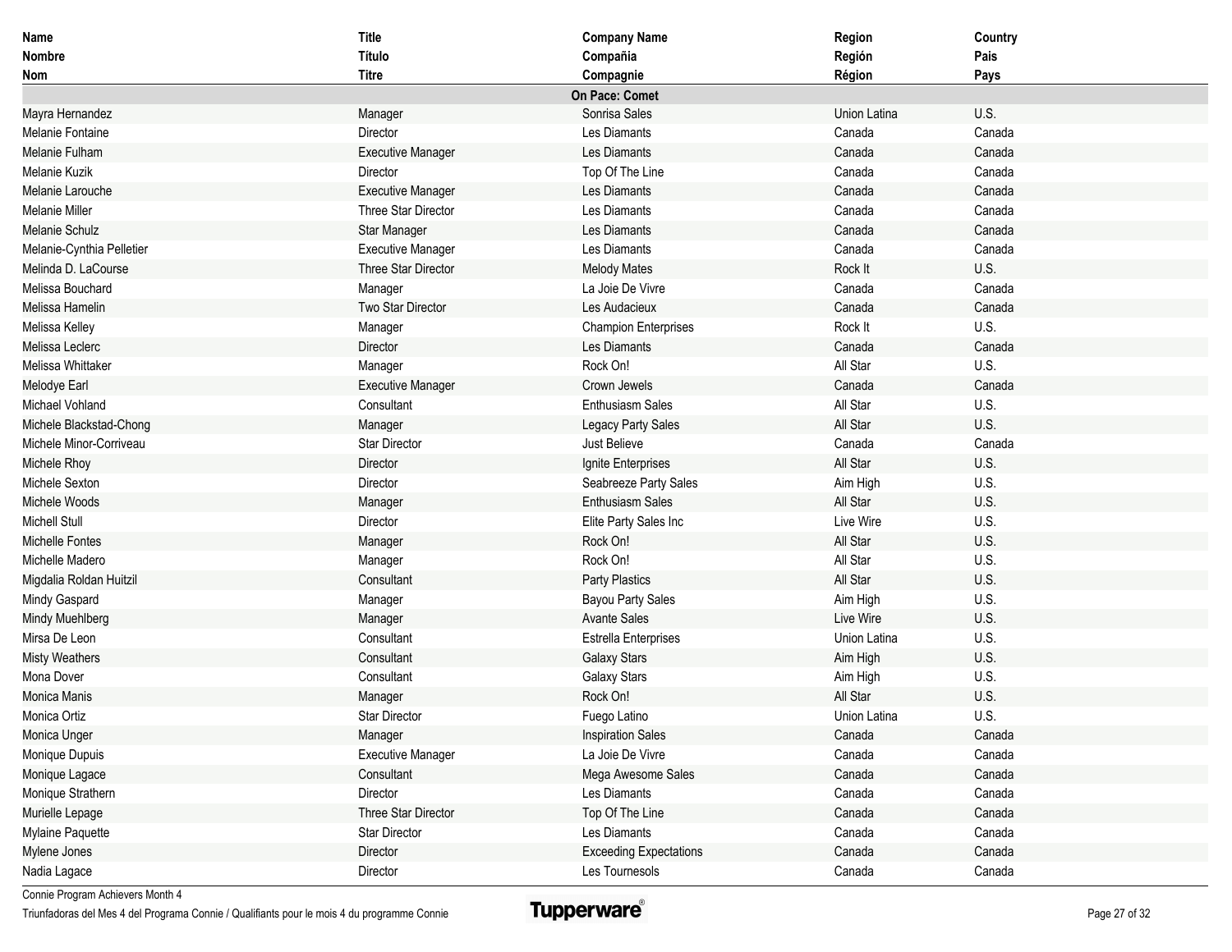| Name<br>Nombre<br>Nom | Title<br>Título<br>Titre | Company Name<br>Compañia<br>Compagnie | Region<br>Región<br>Région | Country<br>País<br>Pays |
|---|---|---|---|---|
| | | **On Pace: Comet** | | |
| Mayra Hernandez | Manager | Sonrisa Sales | Union Latina | U.S. |
| Melanie Fontaine | Director | Les Diamants | Canada | Canada |
| Melanie Fulham | Executive Manager | Les Diamants | Canada | Canada |
| Melanie Kuzik | Director | Top Of The Line | Canada | Canada |
| Melanie Larouche | Executive Manager | Les Diamants | Canada | Canada |
| Melanie Miller | Three Star Director | Les Diamants | Canada | Canada |
| Melanie Schulz | Star Manager | Les Diamants | Canada | Canada |
| Melanie-Cynthia Pelletier | Executive Manager | Les Diamants | Canada | Canada |
| Melinda D. LaCourse | Three Star Director | Melody Mates | Rock It | U.S. |
| Melissa Bouchard | Manager | La Joie De Vivre | Canada | Canada |
| Melissa Hamelin | Two Star Director | Les Audacieux | Canada | Canada |
| Melissa Kelley | Manager | Champion Enterprises | Rock It | U.S. |
| Melissa Leclerc | Director | Les Diamants | Canada | Canada |
| Melissa Whittaker | Manager | Rock On! | All Star | U.S. |
| Melodye Earl | Executive Manager | Crown Jewels | Canada | Canada |
| Michael Vohland | Consultant | Enthusiasm Sales | All Star | U.S. |
| Michele Blackstad-Chong | Manager | Legacy Party Sales | All Star | U.S. |
| Michele Minor-Corriveau | Star Director | Just Believe | Canada | Canada |
| Michele Rhoy | Director | Ignite Enterprises | All Star | U.S. |
| Michele Sexton | Director | Seabreeze Party Sales | Aim High | U.S. |
| Michele Woods | Manager | Enthusiasm Sales | All Star | U.S. |
| Michell Stull | Director | Elite Party Sales Inc | Live Wire | U.S. |
| Michelle Fontes | Manager | Rock On! | All Star | U.S. |
| Michelle Madero | Manager | Rock On! | All Star | U.S. |
| Migdalia Roldan Huitzil | Consultant | Party Plastics | All Star | U.S. |
| Mindy Gaspard | Manager | Bayou Party Sales | Aim High | U.S. |
| Mindy Muehlberg | Manager | Avante Sales | Live Wire | U.S. |
| Mirsa De Leon | Consultant | Estrella Enterprises | Union Latina | U.S. |
| Misty Weathers | Consultant | Galaxy Stars | Aim High | U.S. |
| Mona Dover | Consultant | Galaxy Stars | Aim High | U.S. |
| Monica Manis | Manager | Rock On! | All Star | U.S. |
| Monica Ortiz | Star Director | Fuego Latino | Union Latina | U.S. |
| Monica Unger | Manager | Inspiration Sales | Canada | Canada |
| Monique Dupuis | Executive Manager | La Joie De Vivre | Canada | Canada |
| Monique Lagace | Consultant | Mega Awesome Sales | Canada | Canada |
| Monique Strathern | Director | Les Diamants | Canada | Canada |
| Murielle Lepage | Three Star Director | Top Of The Line | Canada | Canada |
| Mylaine Paquette | Star Director | Les Diamants | Canada | Canada |
| Mylene Jones | Director | Exceeding Expectations | Canada | Canada |
| Nadia Lagace | Director | Les Tournesols | Canada | Canada |

Connie Program Achievers Month 4
Triunfadoras del Mes 4 del Programa Connie / Qualifiants pour le mois 4 du programme Connie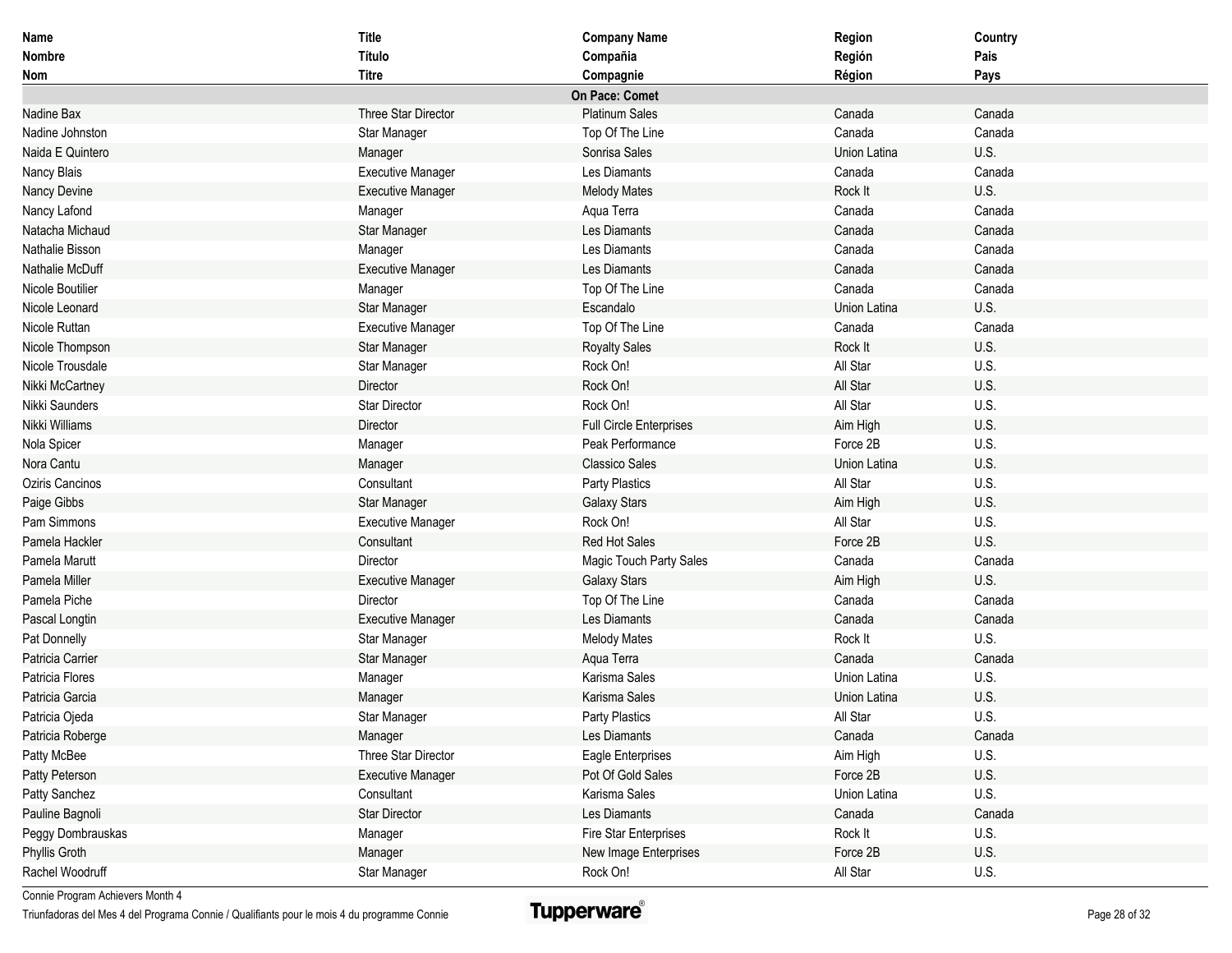| Name<br>Nombre<br>Nom | Title<br>Título<br>Titre | Company Name<br>Compañia<br>Compagnie | Region<br>Región<br>Région | Country<br>Pais<br>Pays |
|---|---|---|---|---|
| | | **On Pace: Comet** | | |
| Nadine Bax | Three Star Director | Platinum Sales | Canada | Canada |
| Nadine Johnston | Star Manager | Top Of The Line | Canada | Canada |
| Naida E Quintero | Manager | Sonrisa Sales | Union Latina | U.S. |
| Nancy Blais | Executive Manager | Les Diamants | Canada | Canada |
| Nancy Devine | Executive Manager | Melody Mates | Rock It | U.S. |
| Nancy Lafond | Manager | Aqua Terra | Canada | Canada |
| Natacha Michaud | Star Manager | Les Diamants | Canada | Canada |
| Nathalie Bisson | Manager | Les Diamants | Canada | Canada |
| Nathalie McDuff | Executive Manager | Les Diamants | Canada | Canada |
| Nicole Boutilier | Manager | Top Of The Line | Canada | Canada |
| Nicole Leonard | Star Manager | Escandalo | Union Latina | U.S. |
| Nicole Ruttan | Executive Manager | Top Of The Line | Canada | Canada |
| Nicole Thompson | Star Manager | Royalty Sales | Rock It | U.S. |
| Nicole Trousdale | Star Manager | Rock On! | All Star | U.S. |
| Nikki McCartney | Director | Rock On! | All Star | U.S. |
| Nikki Saunders | Star Director | Rock On! | All Star | U.S. |
| Nikki Williams | Director | Full Circle Enterprises | Aim High | U.S. |
| Nola Spicer | Manager | Peak Performance | Force 2B | U.S. |
| Nora Cantu | Manager | Classico Sales | Union Latina | U.S. |
| Oziris Cancinos | Consultant | Party Plastics | All Star | U.S. |
| Paige Gibbs | Star Manager | Galaxy Stars | Aim High | U.S. |
| Pam Simmons | Executive Manager | Rock On! | All Star | U.S. |
| Pamela Hackler | Consultant | Red Hot Sales | Force 2B | U.S. |
| Pamela Marutt | Director | Magic Touch Party Sales | Canada | Canada |
| Pamela Miller | Executive Manager | Galaxy Stars | Aim High | U.S. |
| Pamela Piche | Director | Top Of The Line | Canada | Canada |
| Pascal Longtin | Executive Manager | Les Diamants | Canada | Canada |
| Pat Donnelly | Star Manager | Melody Mates | Rock It | U.S. |
| Patricia Carrier | Star Manager | Aqua Terra | Canada | Canada |
| Patricia Flores | Manager | Karisma Sales | Union Latina | U.S. |
| Patricia Garcia | Manager | Karisma Sales | Union Latina | U.S. |
| Patricia Ojeda | Star Manager | Party Plastics | All Star | U.S. |
| Patricia Roberge | Manager | Les Diamants | Canada | Canada |
| Patty McBee | Three Star Director | Eagle Enterprises | Aim High | U.S. |
| Patty Peterson | Executive Manager | Pot Of Gold Sales | Force 2B | U.S. |
| Patty Sanchez | Consultant | Karisma Sales | Union Latina | U.S. |
| Pauline Bagnoli | Star Director | Les Diamants | Canada | Canada |
| Peggy Dombrauskas | Manager | Fire Star Enterprises | Rock It | U.S. |
| Phyllis Groth | Manager | New Image Enterprises | Force 2B | U.S. |
| Rachel Woodruff | Star Manager | Rock On! | All Star | U.S. |

Connie Program Achievers Month 4

Triunfadoras del Mes 4 del Programa Connie / Qualifiants pour le mois 4 du programme Connie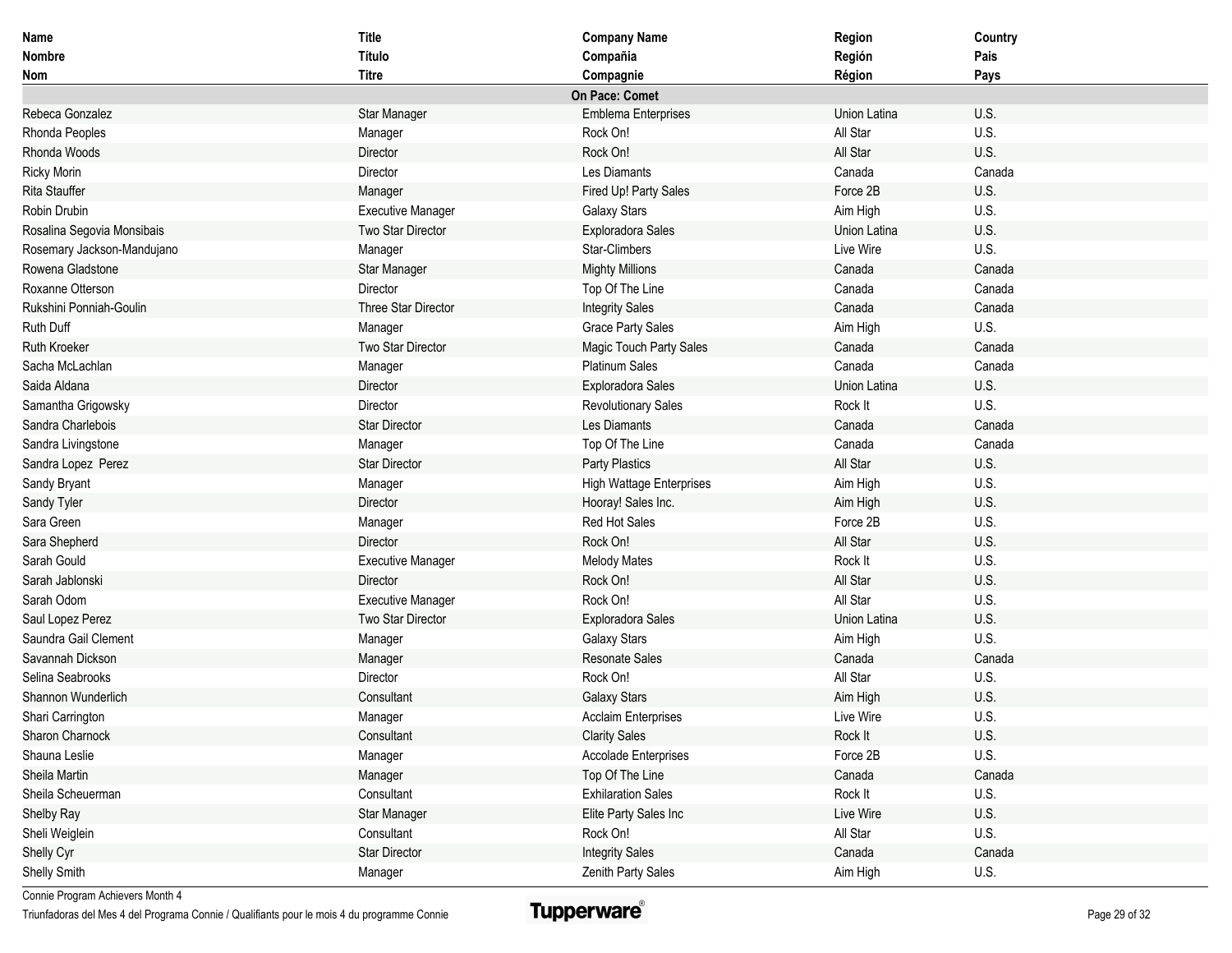| Name<br>Nombre<br>Nom | Title<br>Título<br>Titre | Company Name<br>Compañia<br>Compagnie | Region<br>Región<br>Région | Country<br>Pais<br>Pays |
|---|---|---|---|---|
| | | **On Pace: Comet** | | |
| Rebeca Gonzalez | Star Manager | Emblema Enterprises | Union Latina | U.S. |
| Rhonda Peoples | Manager | Rock On! | All Star | U.S. |
| Rhonda Woods | Director | Rock On! | All Star | U.S. |
| Ricky Morin | Director | Les Diamants | Canada | Canada |
| Rita Stauffer | Manager | Fired Up! Party Sales | Force 2B | U.S. |
| Robin Drubin | Executive Manager | Galaxy Stars | Aim High | U.S. |
| Rosalina Segovia Monsibais | Two Star Director | Exploradora Sales | Union Latina | U.S. |
| Rosemary Jackson-Mandujano | Manager | Star-Climbers | Live Wire | U.S. |
| Rowena Gladstone | Star Manager | Mighty Millions | Canada | Canada |
| Roxanne Otterson | Director | Top Of The Line | Canada | Canada |
| Rukshini Ponniah-Goulin | Three Star Director | Integrity Sales | Canada | Canada |
| Ruth Duff | Manager | Grace Party Sales | Aim High | U.S. |
| Ruth Kroeker | Two Star Director | Magic Touch Party Sales | Canada | Canada |
| Sacha McLachlan | Manager | Platinum Sales | Canada | Canada |
| Saida Aldana | Director | Exploradora Sales | Union Latina | U.S. |
| Samantha Grigowsky | Director | Revolutionary Sales | Rock It | U.S. |
| Sandra Charlebois | Star Director | Les Diamants | Canada | Canada |
| Sandra Livingstone | Manager | Top Of The Line | Canada | Canada |
| Sandra Lopez Perez | Star Director | Party Plastics | All Star | U.S. |
| Sandy Bryant | Manager | High Wattage Enterprises | Aim High | U.S. |
| Sandy Tyler | Director | Hooray! Sales Inc. | Aim High | U.S. |
| Sara Green | Manager | Red Hot Sales | Force 2B | U.S. |
| Sara Shepherd | Director | Rock On! | All Star | U.S. |
| Sarah Gould | Executive Manager | Melody Mates | Rock It | U.S. |
| Sarah Jablonski | Director | Rock On! | All Star | U.S. |
| Sarah Odom | Executive Manager | Rock On! | All Star | U.S. |
| Saul Lopez Perez | Two Star Director | Exploradora Sales | Union Latina | U.S. |
| Saundra Gail Clement | Manager | Galaxy Stars | Aim High | U.S. |
| Savannah Dickson | Manager | Resonate Sales | Canada | Canada |
| Selina Seabrooks | Director | Rock On! | All Star | U.S. |
| Shannon Wunderlich | Consultant | Galaxy Stars | Aim High | U.S. |
| Shari Carrington | Manager | Acclaim Enterprises | Live Wire | U.S. |
| Sharon Charnock | Consultant | Clarity Sales | Rock It | U.S. |
| Shauna Leslie | Manager | Accolade Enterprises | Force 2B | U.S. |
| Sheila Martin | Manager | Top Of The Line | Canada | Canada |
| Sheila Scheuerman | Consultant | Exhilaration Sales | Rock It | U.S. |
| Shelby Ray | Star Manager | Elite Party Sales Inc | Live Wire | U.S. |
| Sheli Weiglein | Consultant | Rock On! | All Star | U.S. |
| Shelly Cyr | Star Director | Integrity Sales | Canada | Canada |
| Shelly Smith | Manager | Zenith Party Sales | Aim High | U.S. |

Connie Program Achievers Month 4

Triunfadoras del Mes 4 del Programa Connie / Qualifiants pour le mois 4 du programme Connie

Tupperware®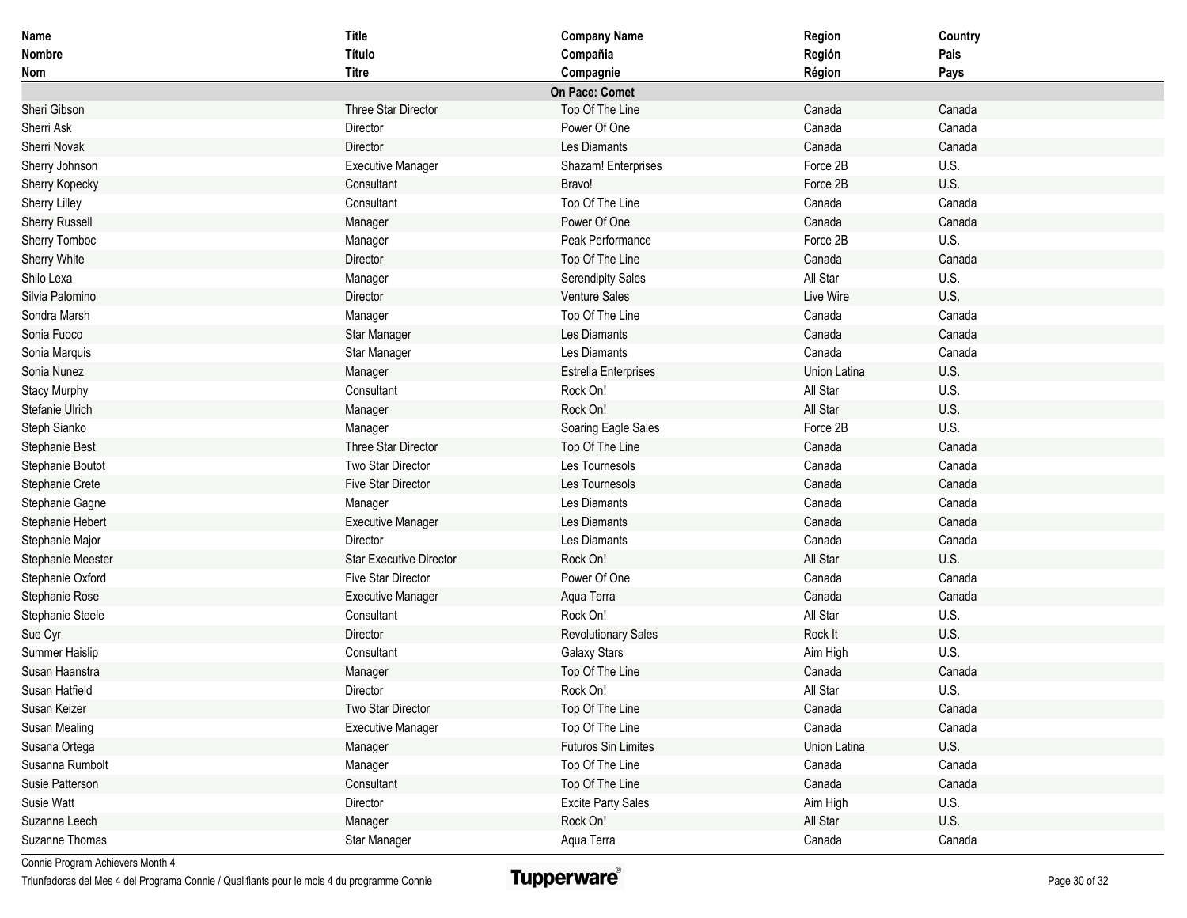| Name<br>Nombre<br>Nom | Title<br>Título<br>Titre | Company Name<br>Compañia<br>Compagnie | Region<br>Región<br>Région | Country<br>Pais<br>Pays |
|---|---|---|---|---|
| | | **On Pace: Comet** | | |
| Sheri Gibson | Three Star Director | Top Of The Line | Canada | Canada |
| Sherri Ask | Director | Power Of One | Canada | Canada |
| Sherri Novak | Director | Les Diamants | Canada | Canada |
| Sherry Johnson | Executive Manager | Shazam! Enterprises | Force 2B | U.S. |
| Sherry Kopecky | Consultant | Bravo! | Force 2B | U.S. |
| Sherry Lilley | Consultant | Top Of The Line | Canada | Canada |
| Sherry Russell | Manager | Power Of One | Canada | Canada |
| Sherry Tomboc | Manager | Peak Performance | Force 2B | U.S. |
| Sherry White | Director | Top Of The Line | Canada | Canada |
| Shilo Lexa | Manager | Serendipity Sales | All Star | U.S. |
| Silvia Palomino | Director | Venture Sales | Live Wire | U.S. |
| Sondra Marsh | Manager | Top Of The Line | Canada | Canada |
| Sonia Fuoco | Star Manager | Les Diamants | Canada | Canada |
| Sonia Marquis | Star Manager | Les Diamants | Canada | Canada |
| Sonia Nunez | Manager | Estrella Enterprises | Union Latina | U.S. |
| Stacy Murphy | Consultant | Rock On! | All Star | U.S. |
| Stefanie Ulrich | Manager | Rock On! | All Star | U.S. |
| Steph Sianko | Manager | Soaring Eagle Sales | Force 2B | U.S. |
| Stephanie Best | Three Star Director | Top Of The Line | Canada | Canada |
| Stephanie Boutot | Two Star Director | Les Tournesols | Canada | Canada |
| Stephanie Crete | Five Star Director | Les Tournesols | Canada | Canada |
| Stephanie Gagne | Manager | Les Diamants | Canada | Canada |
| Stephanie Hebert | Executive Manager | Les Diamants | Canada | Canada |
| Stephanie Major | Director | Les Diamants | Canada | Canada |
| Stephanie Meester | Star Executive Director | Rock On! | All Star | U.S. |
| Stephanie Oxford | Five Star Director | Power Of One | Canada | Canada |
| Stephanie Rose | Executive Manager | Aqua Terra | Canada | Canada |
| Stephanie Steele | Consultant | Rock On! | All Star | U.S. |
| Sue Cyr | Director | Revolutionary Sales | Rock It | U.S. |
| Summer Haislip | Consultant | Galaxy Stars | Aim High | U.S. |
| Susan Haanstra | Manager | Top Of The Line | Canada | Canada |
| Susan Hatfield | Director | Rock On! | All Star | U.S. |
| Susan Keizer | Two Star Director | Top Of The Line | Canada | Canada |
| Susan Mealing | Executive Manager | Top Of The Line | Canada | Canada |
| Susana Ortega | Manager | Futuros Sin Limites | Union Latina | U.S. |
| Susanna Rumbolt | Manager | Top Of The Line | Canada | Canada |
| Susie Patterson | Consultant | Top Of The Line | Canada | Canada |
| Susie Watt | Director | Excite Party Sales | Aim High | U.S. |
| Suzanna Leech | Manager | Rock On! | All Star | U.S. |
| Suzanne Thomas | Star Manager | Aqua Terra | Canada | Canada |

Connie Program Achievers Month 4
Triunfadoras del Mes 4 del Programa Connie / Qualifiants pour le mois 4 du programme Connie

Tupperware®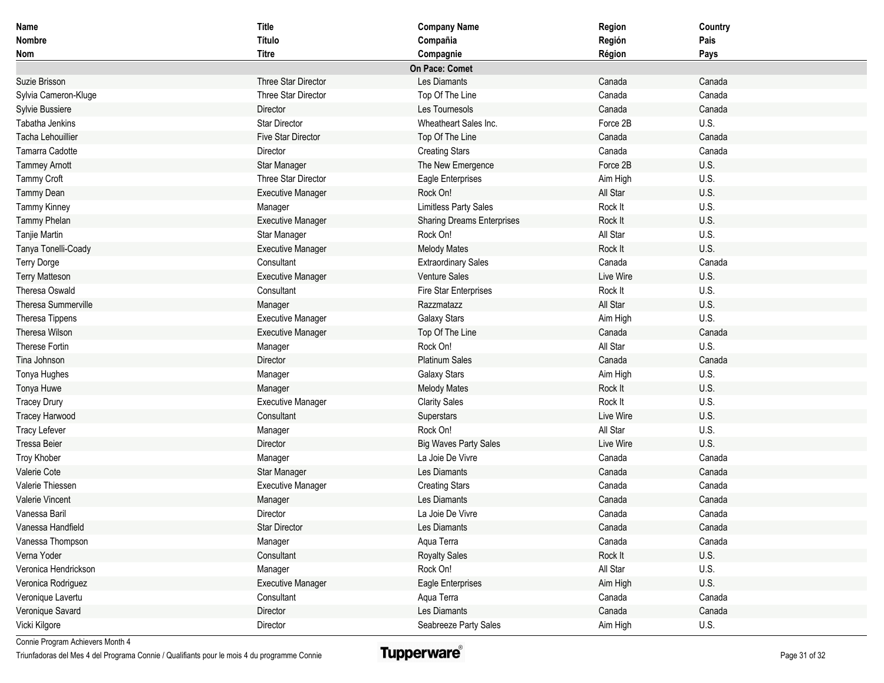| Name<br>Nombre<br>Nom | Title<br>Título<br>Titre | Company Name<br>Compañia<br>Compagnie | Region<br>Región<br>Région | Country<br>Pais<br>Pays |
|---|---|---|---|---|
| | | **On Pace: Comet** | | |
| Suzie Brisson | Three Star Director | Les Diamants | Canada | Canada |
| Sylvia Cameron-Kluge | Three Star Director | Top Of The Line | Canada | Canada |
| Sylvie Bussiere | Director | Les Tournesols | Canada | Canada |
| Tabatha Jenkins | Star Director | Wheatheart Sales Inc. | Force 2B | U.S. |
| Tacha Lehouillier | Five Star Director | Top Of The Line | Canada | Canada |
| Tamarra Cadotte | Director | Creating Stars | Canada | Canada |
| Tammey Arnott | Star Manager | The New Emergence | Force 2B | U.S. |
| Tammy Croft | Three Star Director | Eagle Enterprises | Aim High | U.S. |
| Tammy Dean | Executive Manager | Rock On! | All Star | U.S. |
| Tammy Kinney | Manager | Limitless Party Sales | Rock It | U.S. |
| Tammy Phelan | Executive Manager | Sharing Dreams Enterprises | Rock It | U.S. |
| Tanjie Martin | Star Manager | Rock On! | All Star | U.S. |
| Tanya Tonelli-Coady | Executive Manager | Melody Mates | Rock It | U.S. |
| Terry Dorge | Consultant | Extraordinary Sales | Canada | Canada |
| Terry Matteson | Executive Manager | Venture Sales | Live Wire | U.S. |
| Theresa Oswald | Consultant | Fire Star Enterprises | Rock It | U.S. |
| Theresa Summerville | Manager | Razzmatazz | All Star | U.S. |
| Theresa Tippens | Executive Manager | Galaxy Stars | Aim High | U.S. |
| Theresa Wilson | Executive Manager | Top Of The Line | Canada | Canada |
| Therese Fortin | Manager | Rock On! | All Star | U.S. |
| Tina Johnson | Director | Platinum Sales | Canada | Canada |
| Tonya Hughes | Manager | Galaxy Stars | Aim High | U.S. |
| Tonya Huwe | Manager | Melody Mates | Rock It | U.S. |
| Tracey Drury | Executive Manager | Clarity Sales | Rock It | U.S. |
| Tracey Harwood | Consultant | Superstars | Live Wire | U.S. |
| Tracy Lefever | Manager | Rock On! | All Star | U.S. |
| Tressa Beier | Director | Big Waves Party Sales | Live Wire | U.S. |
| Troy Khober | Manager | La Joie De Vivre | Canada | Canada |
| Valerie Cote | Star Manager | Les Diamants | Canada | Canada |
| Valerie Thiessen | Executive Manager | Creating Stars | Canada | Canada |
| Valerie Vincent | Manager | Les Diamants | Canada | Canada |
| Vanessa Baril | Director | La Joie De Vivre | Canada | Canada |
| Vanessa Handfield | Star Director | Les Diamants | Canada | Canada |
| Vanessa Thompson | Manager | Aqua Terra | Canada | Canada |
| Verna Yoder | Consultant | Royalty Sales | Rock It | U.S. |
| Veronica Hendrickson | Manager | Rock On! | All Star | U.S. |
| Veronica Rodriguez | Executive Manager | Eagle Enterprises | Aim High | U.S. |
| Veronique Lavertu | Consultant | Aqua Terra | Canada | Canada |
| Veronique Savard | Director | Les Diamants | Canada | Canada |
| Vicki Kilgore | Director | Seabreeze Party Sales | Aim High | U.S. |

Connie Program Achievers Month 4

Triunfadoras del Mes 4 del Programa Connie / Qualifiants pour le mois 4 du programme Connie

Tupperware®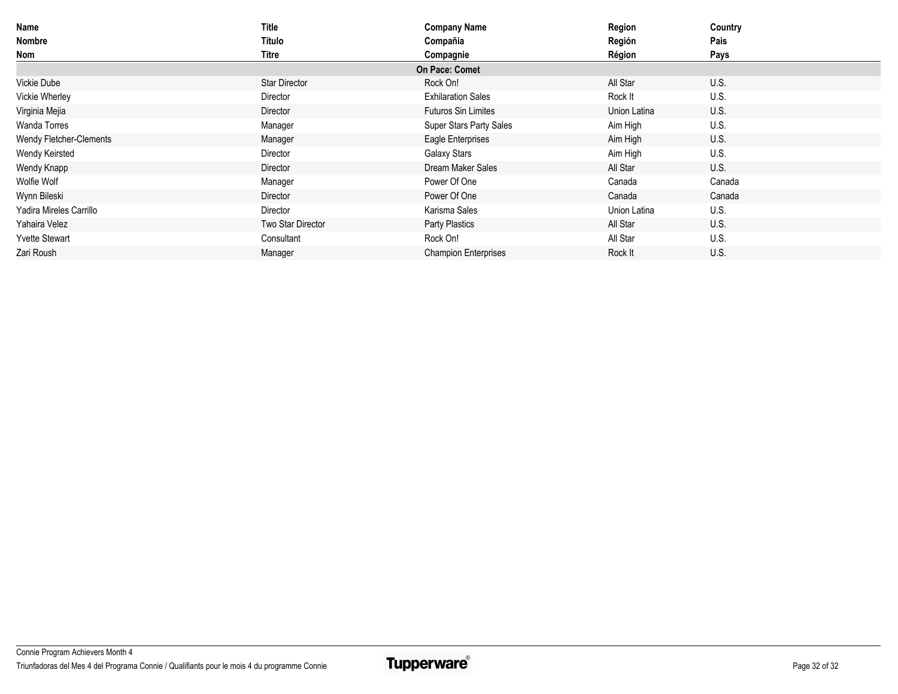| Name<br>Nombre<br>Nom | Title<br>Título<br>Titre | Company Name<br>Compañia<br>Compagnie | Region<br>Región<br>Région | Country<br>Pais<br>Pays |
|---|---|---|---|---|
| | | **On Pace: Comet** | | |
| Vickie Dube | Star Director | Rock On! | All Star | U.S. |
| Vickie Wherley | Director | Exhilaration Sales | Rock It | U.S. |
| Virginia Mejia | Director | Futuros Sin Limites | Union Latina | U.S. |
| Wanda Torres | Manager | Super Stars Party Sales | Aim High | U.S. |
| Wendy Fletcher-Clements | Manager | Eagle Enterprises | Aim High | U.S. |
| Wendy Keirsted | Director | Galaxy Stars | Aim High | U.S. |
| Wendy Knapp | Director | Dream Maker Sales | All Star | U.S. |
| Wolfie Wolf | Manager | Power Of One | Canada | Canada |
| Wynn Bileski | Director | Power Of One | Canada | Canada |
| Yadira Mireles Carrillo | Director | Karisma Sales | Union Latina | U.S. |
| Yahaira Velez | Two Star Director | Party Plastics | All Star | U.S. |
| Yvette Stewart | Consultant | Rock On! | All Star | U.S. |
| Zari Roush | Manager | Champion Enterprises | Rock It | U.S. |